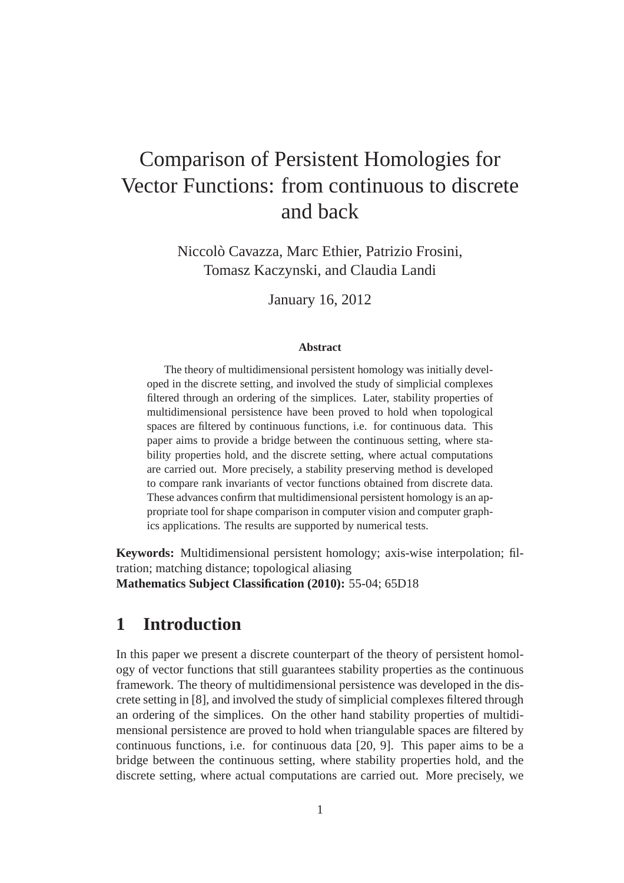# Comparison of Persistent Homologies for Vector Functions: from continuous to discrete and back

Niccolò Cavazza, Marc Ethier, Patrizio Frosini, Tomasz Kaczynski, and Claudia Landi

January 16, 2012

**Abstract**

The theory of multidimensional persistent homology was initially developed in the discrete setting, and involved the study of simplicial complexes filtered through an ordering of the simplices. Later, stability properties of multidimensional persistence have been proved to hold when topological spaces are filtered by continuous functions, i.e. for continuous data. This paper aims to provide a bridge between the continuous setting, where stability properties hold, and the discrete setting, where actual computations are carried out. More precisely, a stability preserving method is developed to compare rank invariants of vector functions obtained from discrete data. These advances confirm that multidimensional persistent homology is an appropriate tool for shape comparison in computer vision and computer graphics applications. The results are supported by numerical tests.

**Keywords:** Multidimensional persistent homology; axis-wise interpolation; filtration; matching distance; topological aliasing
**Mathematics Subject Classification (2010):** 55-04; 65D18

## 1 Introduction

In this paper we present a discrete counterpart of the theory of persistent homology of vector functions that still guarantees stability properties as the continuous framework. The theory of multidimensional persistence was developed in the discrete setting in [8], and involved the study of simplicial complexes filtered through an ordering of the simplices. On the other hand stability properties of multidimensional persistence are proved to hold when triangulable spaces are filtered by continuous functions, i.e. for continuous data [20, 9]. This paper aims to be a bridge between the continuous setting, where stability properties hold, and the discrete setting, where actual computations are carried out. More precisely, we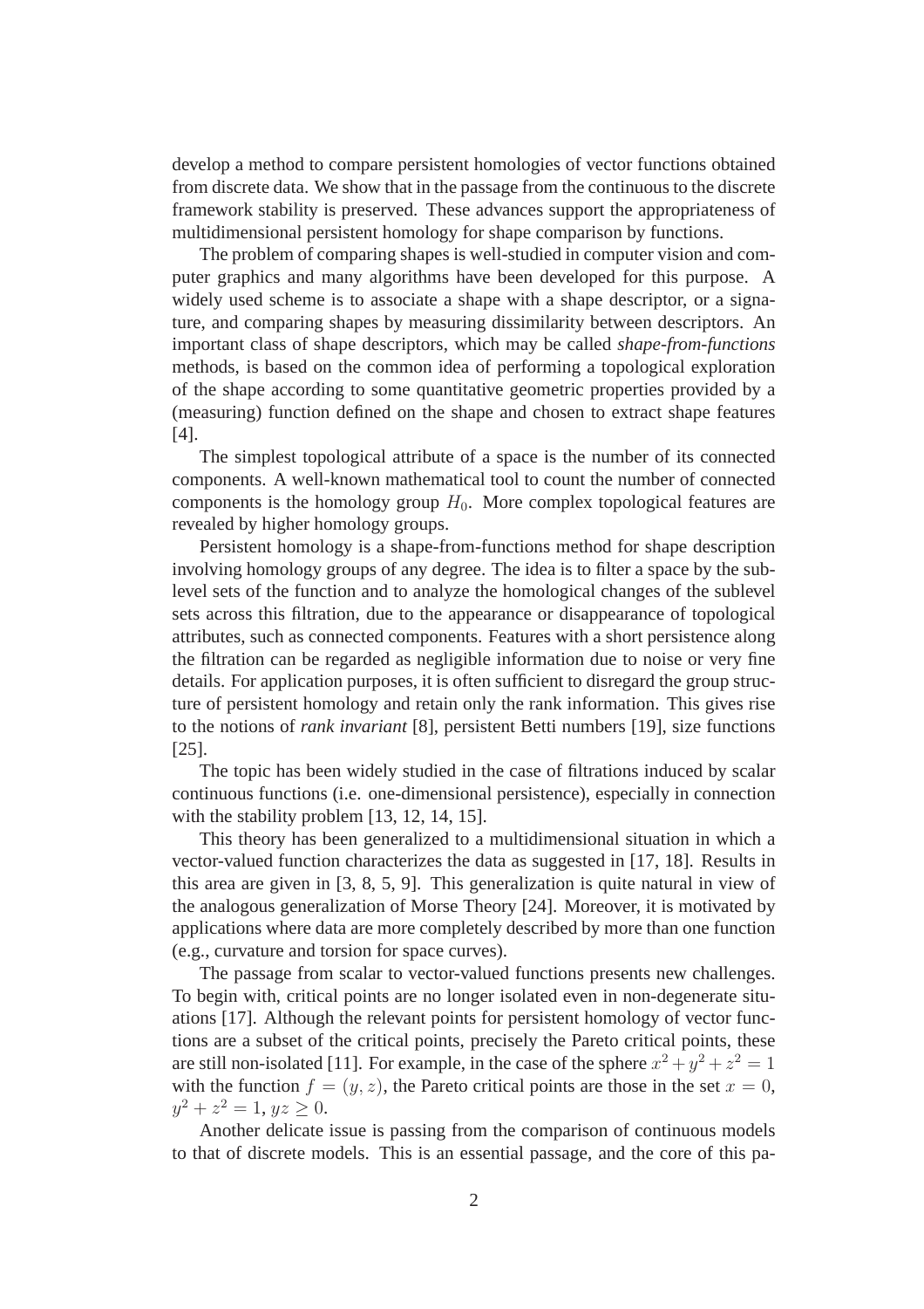develop a method to compare persistent homologies of vector functions obtained from discrete data. We show that in the passage from the continuous to the discrete framework stability is preserved. These advances support the appropriateness of multidimensional persistent homology for shape comparison by functions.

The problem of comparing shapes is well-studied in computer vision and computer graphics and many algorithms have been developed for this purpose. A widely used scheme is to associate a shape with a shape descriptor, or a signature, and comparing shapes by measuring dissimilarity between descriptors. An important class of shape descriptors, which may be called *shape-from-functions* methods, is based on the common idea of performing a topological exploration of the shape according to some quantitative geometric properties provided by a (measuring) function defined on the shape and chosen to extract shape features [4].

The simplest topological attribute of a space is the number of its connected components. A well-known mathematical tool to count the number of connected components is the homology group $H_0$. More complex topological features are revealed by higher homology groups.

Persistent homology is a shape-from-functions method for shape description involving homology groups of any degree. The idea is to filter a space by the sublevel sets of the function and to analyze the homological changes of the sublevel sets across this filtration, due to the appearance or disappearance of topological attributes, such as connected components. Features with a short persistence along the filtration can be regarded as negligible information due to noise or very fine details. For application purposes, it is often sufficient to disregard the group structure of persistent homology and retain only the rank information. This gives rise to the notions of *rank invariant* [8], persistent Betti numbers [19], size functions [25].

The topic has been widely studied in the case of filtrations induced by scalar continuous functions (i.e. one-dimensional persistence), especially in connection with the stability problem [13, 12, 14, 15].

This theory has been generalized to a multidimensional situation in which a vector-valued function characterizes the data as suggested in [17, 18]. Results in this area are given in [3, 8, 5, 9]. This generalization is quite natural in view of the analogous generalization of Morse Theory [24]. Moreover, it is motivated by applications where data are more completely described by more than one function (e.g., curvature and torsion for space curves).

The passage from scalar to vector-valued functions presents new challenges. To begin with, critical points are no longer isolated even in non-degenerate situations [17]. Although the relevant points for persistent homology of vector functions are a subset of the critical points, precisely the Pareto critical points, these are still non-isolated [11]. For example, in the case of the sphere $x^2 + y^2 + z^2 = 1$ with the function $f = (y, z)$, the Pareto critical points are those in the set $x = 0$, $y^2 + z^2 = 1$, $yz \geq 0$.

Another delicate issue is passing from the comparison of continuous models to that of discrete models. This is an essential passage, and the core of this pa-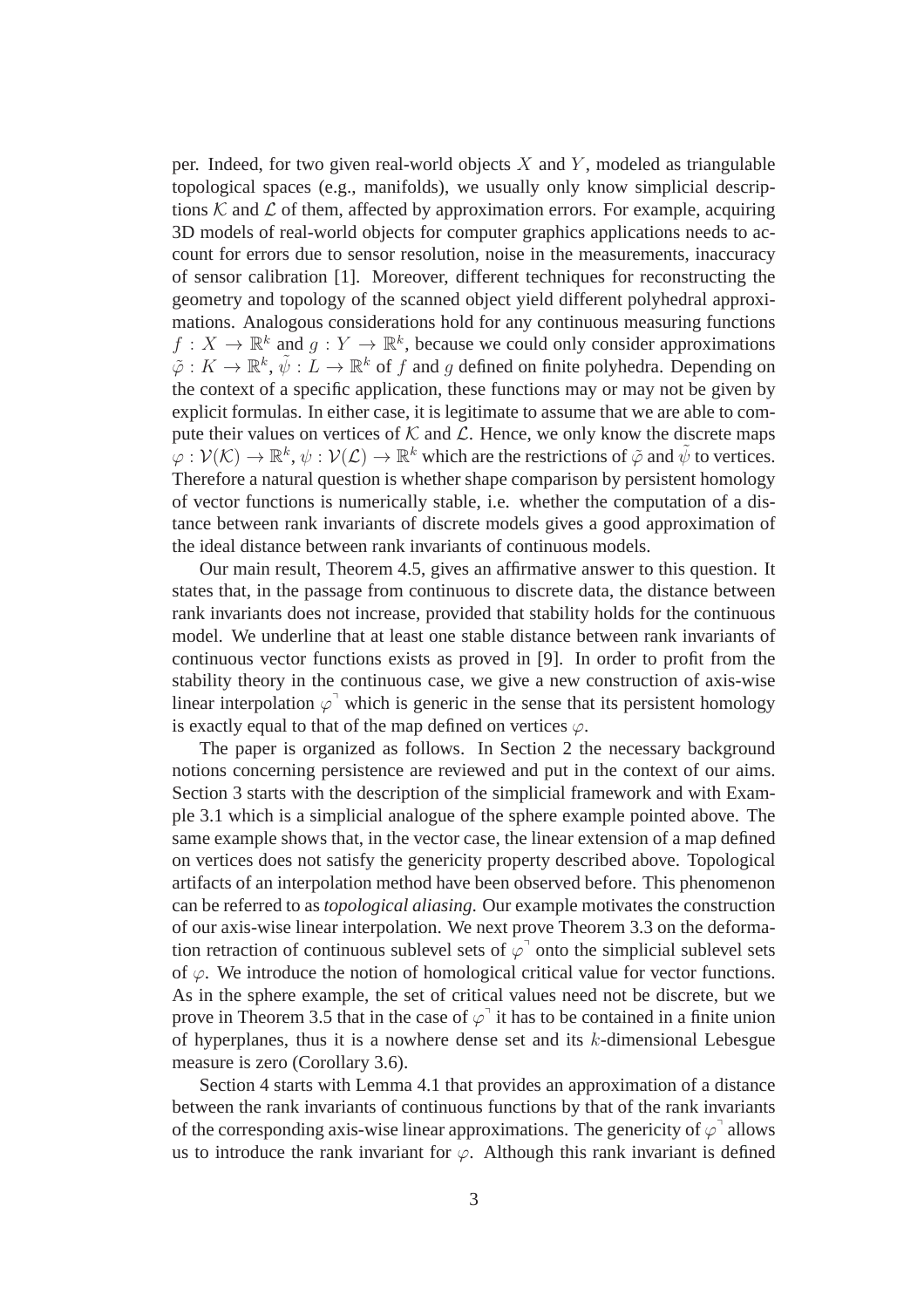per. Indeed, for two given real-world objects $X$ and $Y$, modeled as triangulable topological spaces (e.g., manifolds), we usually only know simplicial descriptions $\mathcal{K}$ and $\mathcal{L}$ of them, affected by approximation errors. For example, acquiring 3D models of real-world objects for computer graphics applications needs to account for errors due to sensor resolution, noise in the measurements, inaccuracy of sensor calibration [1]. Moreover, different techniques for reconstructing the geometry and topology of the scanned object yield different polyhedral approximations. Analogous considerations hold for any continuous measuring functions $f : X \to \mathbb{R}^k$ and $g : Y \to \mathbb{R}^k$, because we could only consider approximations $\tilde{\varphi} : K \to \mathbb{R}^k$, $\tilde{\psi} : L \to \mathbb{R}^k$ of $f$ and $g$ defined on finite polyhedra. Depending on the context of a specific application, these functions may or may not be given by explicit formulas. In either case, it is legitimate to assume that we are able to compute their values on vertices of $\mathcal{K}$ and $\mathcal{L}$. Hence, we only know the discrete maps $\varphi : \mathcal{V}(\mathcal{K}) \to \mathbb{R}^k$, $\psi : \mathcal{V}(\mathcal{L}) \to \mathbb{R}^k$ which are the restrictions of $\tilde{\varphi}$ and $\tilde{\psi}$ to vertices. Therefore a natural question is whether shape comparison by persistent homology of vector functions is numerically stable, i.e. whether the computation of a distance between rank invariants of discrete models gives a good approximation of the ideal distance between rank invariants of continuous models.

Our main result, Theorem 4.5, gives an affirmative answer to this question. It states that, in the passage from continuous to discrete data, the distance between rank invariants does not increase, provided that stability holds for the continuous model. We underline that at least one stable distance between rank invariants of continuous vector functions exists as proved in [9]. In order to profit from the stability theory in the continuous case, we give a new construction of axis-wise linear interpolation $\varphi^{\urcorner}$ which is generic in the sense that its persistent homology is exactly equal to that of the map defined on vertices $\varphi$.

The paper is organized as follows. In Section 2 the necessary background notions concerning persistence are reviewed and put in the context of our aims. Section 3 starts with the description of the simplicial framework and with Example 3.1 which is a simplicial analogue of the sphere example pointed above. The same example shows that, in the vector case, the linear extension of a map defined on vertices does not satisfy the genericity property described above. Topological artifacts of an interpolation method have been observed before. This phenomenon can be referred to as *topological aliasing*. Our example motivates the construction of our axis-wise linear interpolation. We next prove Theorem 3.3 on the deformation retraction of continuous sublevel sets of $\varphi^{\urcorner}$ onto the simplicial sublevel sets of $\varphi$. We introduce the notion of homological critical value for vector functions. As in the sphere example, the set of critical values need not be discrete, but we prove in Theorem 3.5 that in the case of $\varphi^{\urcorner}$ it has to be contained in a finite union of hyperplanes, thus it is a nowhere dense set and its $k$-dimensional Lebesgue measure is zero (Corollary 3.6).

Section 4 starts with Lemma 4.1 that provides an approximation of a distance between the rank invariants of continuous functions by that of the rank invariants of the corresponding axis-wise linear approximations. The genericity of $\varphi^{\urcorner}$ allows us to introduce the rank invariant for $\varphi$. Although this rank invariant is defined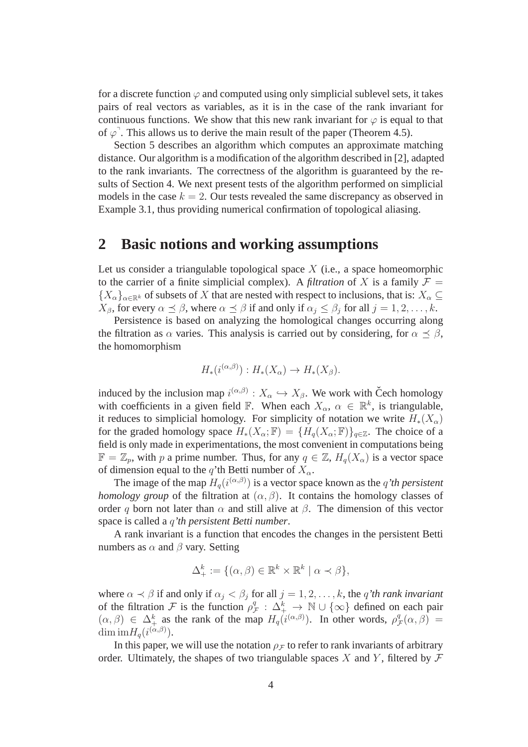for a discrete function $\varphi$ and computed using only simplicial sublevel sets, it takes pairs of real vectors as variables, as it is in the case of the rank invariant for continuous functions. We show that this new rank invariant for $\varphi$ is equal to that of $\varphi^{\urcorner}$. This allows us to derive the main result of the paper (Theorem 4.5).

Section 5 describes an algorithm which computes an approximate matching distance. Our algorithm is a modification of the algorithm described in [2], adapted to the rank invariants. The correctness of the algorithm is guaranteed by the results of Section 4. We next present tests of the algorithm performed on simplicial models in the case $k = 2$. Our tests revealed the same discrepancy as observed in Example 3.1, thus providing numerical confirmation of topological aliasing.

## 2 Basic notions and working assumptions

Let us consider a triangulable topological space $X$ (i.e., a space homeomorphic to the carrier of a finite simplicial complex). A *filtration* of $X$ is a family $\mathcal{F} = \{X_\alpha\}_{\alpha\in\mathbb{R}^k}$ of subsets of $X$ that are nested with respect to inclusions, that is: $X_\alpha \subseteq X_\beta$, for every $\alpha \preceq \beta$, where $\alpha \preceq \beta$ if and only if $\alpha_j \leq \beta_j$ for all $j = 1, 2, \ldots, k$.

Persistence is based on analyzing the homological changes occurring along the filtration as $\alpha$ varies. This analysis is carried out by considering, for $\alpha \preceq \beta$, the homomorphism

$$H_*(i^{(\alpha,\beta)}) : H_*(X_\alpha) \to H_*(X_\beta).$$

induced by the inclusion map $i^{(\alpha,\beta)} : X_\alpha \hookrightarrow X_\beta$. We work with Čech homology with coefficients in a given field $\mathbb{F}$. When each $X_\alpha$, $\alpha \in \mathbb{R}^k$, is triangulable, it reduces to simplicial homology. For simplicity of notation we write $H_*(X_\alpha)$ for the graded homology space $H_*(X_\alpha; \mathbb{F}) = \{H_q(X_\alpha; \mathbb{F})\}_{q\in\mathbb{Z}}$. The choice of a field is only made in experimentations, the most convenient in computations being $\mathbb{F} = \mathbb{Z}_p$, with $p$ a prime number. Thus, for any $q \in \mathbb{Z}$, $H_q(X_\alpha)$ is a vector space of dimension equal to the $q$'th Betti number of $X_\alpha$.

The image of the map $H_q(i^{(\alpha,\beta)})$ is a vector space known as the *$q$'th persistent homology group* of the filtration at $(\alpha, \beta)$. It contains the homology classes of order $q$ born not later than $\alpha$ and still alive at $\beta$. The dimension of this vector space is called a *$q$'th persistent Betti number*.

A rank invariant is a function that encodes the changes in the persistent Betti numbers as $\alpha$ and $\beta$ vary. Setting

$$\Delta^k_+ := \{(\alpha, \beta) \in \mathbb{R}^k \times \mathbb{R}^k \mid \alpha \prec \beta\},$$

where $\alpha \prec \beta$ if and only if $\alpha_j < \beta_j$ for all $j = 1, 2, \ldots, k$, the *$q$'th rank invariant* of the filtration $\mathcal{F}$ is the function $\rho^q_{\mathcal{F}} : \Delta^k_+ \to \mathbb{N} \cup \{\infty\}$ defined on each pair $(\alpha, \beta) \in \Delta^k_+$ as the rank of the map $H_q(i^{(\alpha,\beta)})$. In other words, $\rho^q_{\mathcal{F}}(\alpha, \beta) = \dim \mathrm{im} H_q(i^{(\alpha,\beta)})$.

In this paper, we will use the notation $\rho_{\mathcal{F}}$ to refer to rank invariants of arbitrary order. Ultimately, the shapes of two triangulable spaces $X$ and $Y$, filtered by $\mathcal{F}$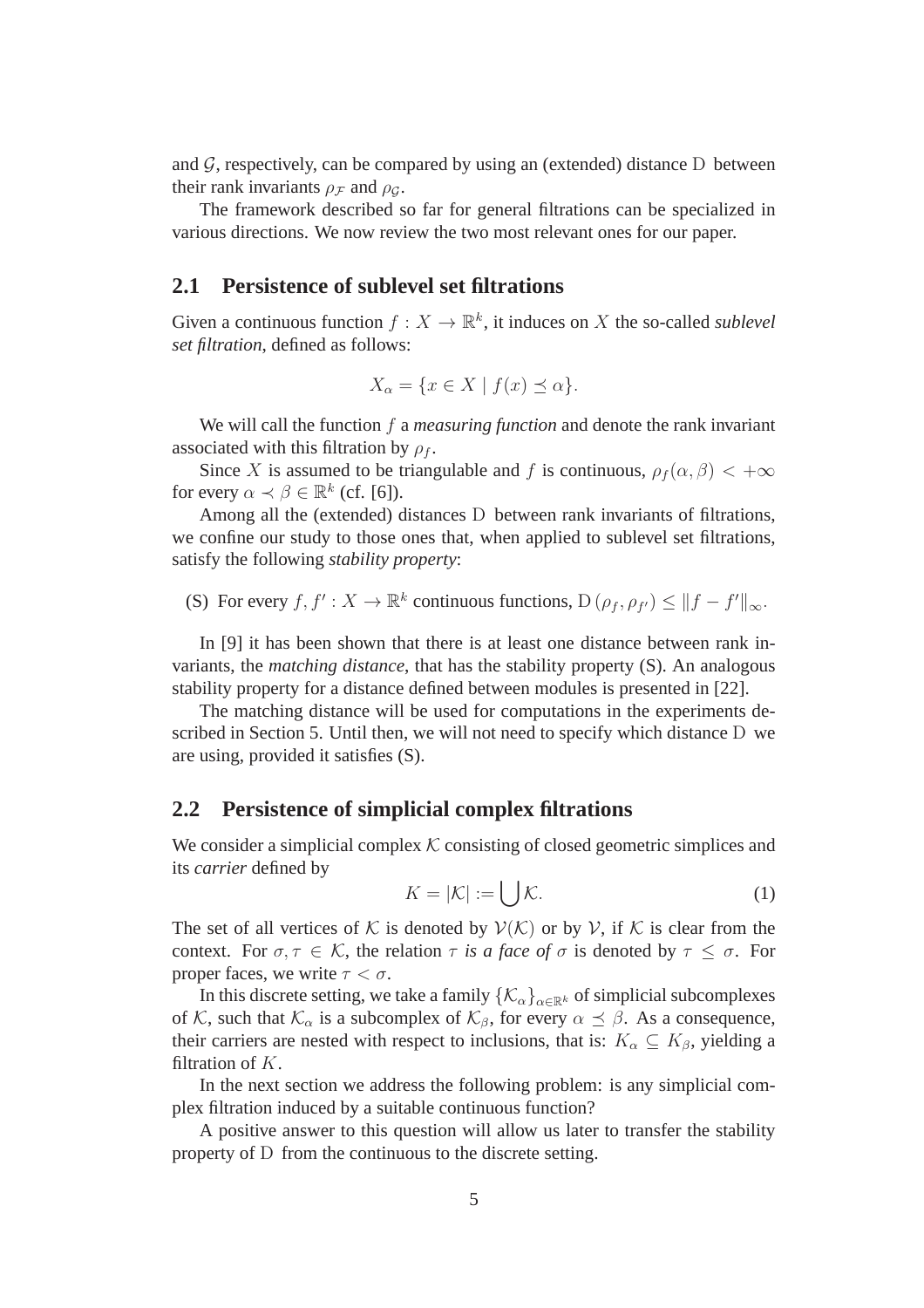and $\mathcal{G}$, respectively, can be compared by using an (extended) distance $\mathrm{D}$ between their rank invariants $\rho_{\mathcal{F}}$ and $\rho_{\mathcal{G}}$.

The framework described so far for general filtrations can be specialized in various directions. We now review the two most relevant ones for our paper.

## 2.1 Persistence of sublevel set filtrations

Given a continuous function $f : X \to \mathbb{R}^k$, it induces on $X$ the so-called *sublevel set filtration*, defined as follows:

$$X_\alpha = \{x \in X \mid f(x) \preceq \alpha\}.$$

We will call the function $f$ a *measuring function* and denote the rank invariant associated with this filtration by $\rho_f$.

Since $X$ is assumed to be triangulable and $f$ is continuous, $\rho_f(\alpha, \beta) < +\infty$ for every $\alpha \prec \beta \in \mathbb{R}^k$ (cf. [6]).

Among all the (extended) distances $\mathrm{D}$ between rank invariants of filtrations, we confine our study to those ones that, when applied to sublevel set filtrations, satisfy the following *stability property*:

(S) For every $f, f' : X \to \mathbb{R}^k$ continuous functions, $\mathrm{D}\left(\rho_f, \rho_{f'}\right) \leq \|f - f'\|_\infty$.

In [9] it has been shown that there is at least one distance between rank invariants, the *matching distance*, that has the stability property (S). An analogous stability property for a distance defined between modules is presented in [22].

The matching distance will be used for computations in the experiments described in Section 5. Until then, we will not need to specify which distance $\mathrm{D}$ we are using, provided it satisfies (S).

## 2.2 Persistence of simplicial complex filtrations

We consider a simplicial complex $\mathcal{K}$ consisting of closed geometric simplices and its *carrier* defined by

$$K = |\mathcal{K}| := \bigcup \mathcal{K}. \tag{1}$$

The set of all vertices of $\mathcal{K}$ is denoted by $\mathcal{V}(\mathcal{K})$ or by $\mathcal{V}$, if $\mathcal{K}$ is clear from the context. For $\sigma, \tau \in \mathcal{K}$, the relation $\tau$ *is a face of* $\sigma$ is denoted by $\tau \leq \sigma$. For proper faces, we write $\tau < \sigma$.

In this discrete setting, we take a family $\{\mathcal{K}_\alpha\}_{\alpha \in \mathbb{R}^k}$ of simplicial subcomplexes of $\mathcal{K}$, such that $\mathcal{K}_\alpha$ is a subcomplex of $\mathcal{K}_\beta$, for every $\alpha \preceq \beta$. As a consequence, their carriers are nested with respect to inclusions, that is: $K_\alpha \subseteq K_\beta$, yielding a filtration of $K$.

In the next section we address the following problem: is any simplicial complex filtration induced by a suitable continuous function?

A positive answer to this question will allow us later to transfer the stability property of $\mathrm{D}$ from the continuous to the discrete setting.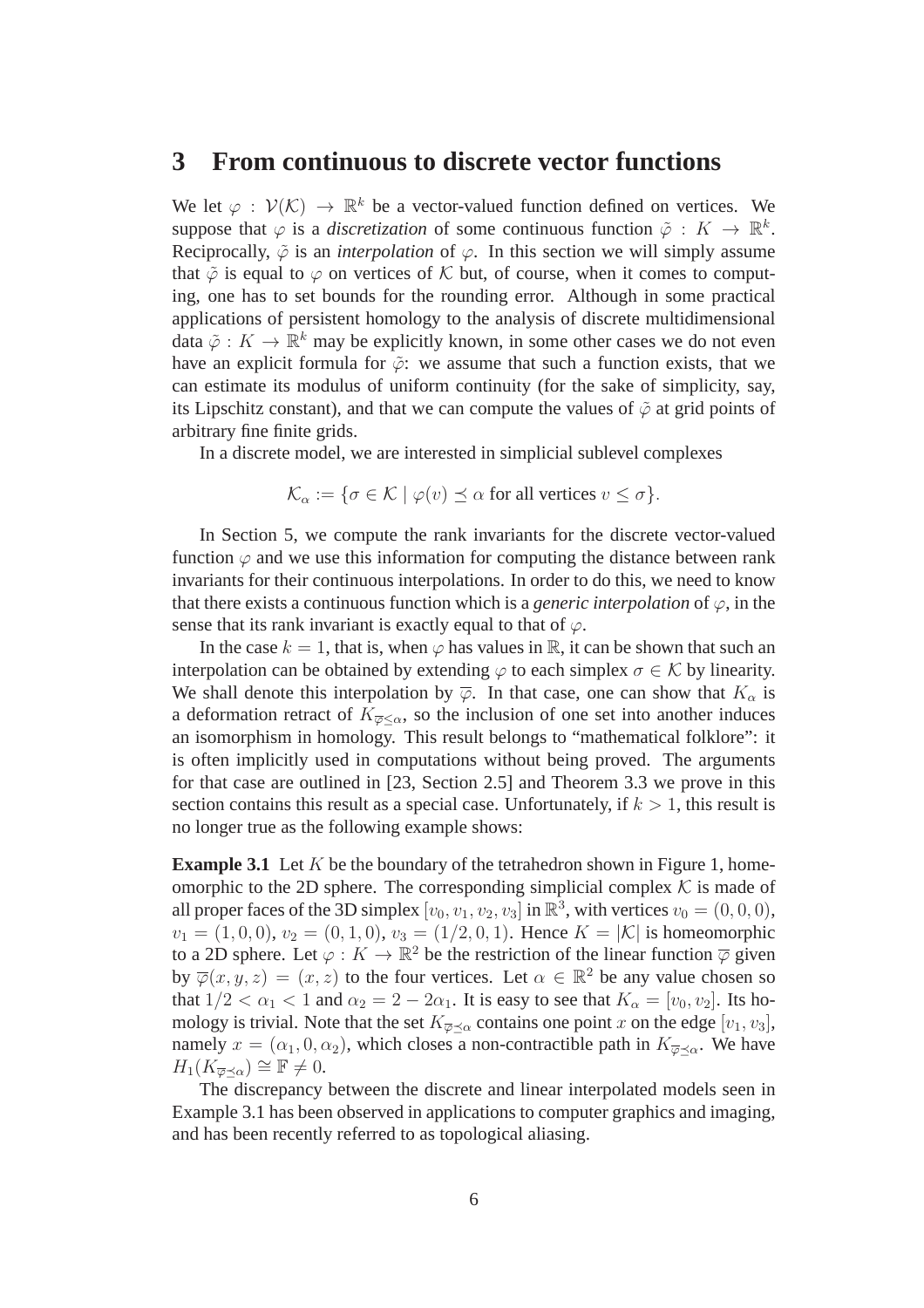## 3 From continuous to discrete vector functions

We let $\varphi : \mathcal{V}(\mathcal{K}) \to \mathbb{R}^k$ be a vector-valued function defined on vertices. We suppose that $\varphi$ is a *discretization* of some continuous function $\tilde{\varphi} : K \to \mathbb{R}^k$. Reciprocally, $\tilde{\varphi}$ is an *interpolation* of $\varphi$. In this section we will simply assume that $\tilde{\varphi}$ is equal to $\varphi$ on vertices of $\mathcal{K}$ but, of course, when it comes to computing, one has to set bounds for the rounding error. Although in some practical applications of persistent homology to the analysis of discrete multidimensional data $\tilde{\varphi} : K \to \mathbb{R}^k$ may be explicitly known, in some other cases we do not even have an explicit formula for $\tilde{\varphi}$: we assume that such a function exists, that we can estimate its modulus of uniform continuity (for the sake of simplicity, say, its Lipschitz constant), and that we can compute the values of $\tilde{\varphi}$ at grid points of arbitrary fine finite grids.

In a discrete model, we are interested in simplicial sublevel complexes

$$\mathcal{K}_\alpha := \{\sigma \in \mathcal{K} \mid \varphi(v) \preceq \alpha \text{ for all vertices } v \leq \sigma\}.$$

In Section 5, we compute the rank invariants for the discrete vector-valued function $\varphi$ and we use this information for computing the distance between rank invariants for their continuous interpolations. In order to do this, we need to know that there exists a continuous function which is a *generic interpolation* of $\varphi$, in the sense that its rank invariant is exactly equal to that of $\varphi$.

In the case $k = 1$, that is, when $\varphi$ has values in $\mathbb{R}$, it can be shown that such an interpolation can be obtained by extending $\varphi$ to each simplex $\sigma \in \mathcal{K}$ by linearity. We shall denote this interpolation by $\overline{\varphi}$. In that case, one can show that $K_\alpha$ is a deformation retract of $K_{\overline{\varphi} \leq \alpha}$, so the inclusion of one set into another induces an isomorphism in homology. This result belongs to "mathematical folklore": it is often implicitly used in computations without being proved. The arguments for that case are outlined in [23, Section 2.5] and Theorem 3.3 we prove in this section contains this result as a special case. Unfortunately, if $k > 1$, this result is no longer true as the following example shows:

**Example 3.1** Let $K$ be the boundary of the tetrahedron shown in Figure 1, homeomorphic to the 2D sphere. The corresponding simplicial complex $\mathcal{K}$ is made of all proper faces of the 3D simplex $[v_0, v_1, v_2, v_3]$ in $\mathbb{R}^3$, with vertices $v_0 = (0, 0, 0)$, $v_1 = (1, 0, 0)$, $v_2 = (0, 1, 0)$, $v_3 = (1/2, 0, 1)$. Hence $K = |\mathcal{K}|$ is homeomorphic to a 2D sphere. Let $\varphi : K \to \mathbb{R}^2$ be the restriction of the linear function $\overline{\varphi}$ given by $\overline{\varphi}(x, y, z) = (x, z)$ to the four vertices. Let $\alpha \in \mathbb{R}^2$ be any value chosen so that $1/2 < \alpha_1 < 1$ and $\alpha_2 = 2 - 2\alpha_1$. It is easy to see that $K_\alpha = [v_0, v_2]$. Its homology is trivial. Note that the set $K_{\overline{\varphi} \preceq \alpha}$ contains one point $x$ on the edge $[v_1, v_3]$, namely $x = (\alpha_1, 0, \alpha_2)$, which closes a non-contractible path in $K_{\overline{\varphi} \preceq \alpha}$. We have $H_1(K_{\overline{\varphi} \preceq \alpha}) \cong \mathbb{F} \neq 0$.

The discrepancy between the discrete and linear interpolated models seen in Example 3.1 has been observed in applications to computer graphics and imaging, and has been recently referred to as topological aliasing.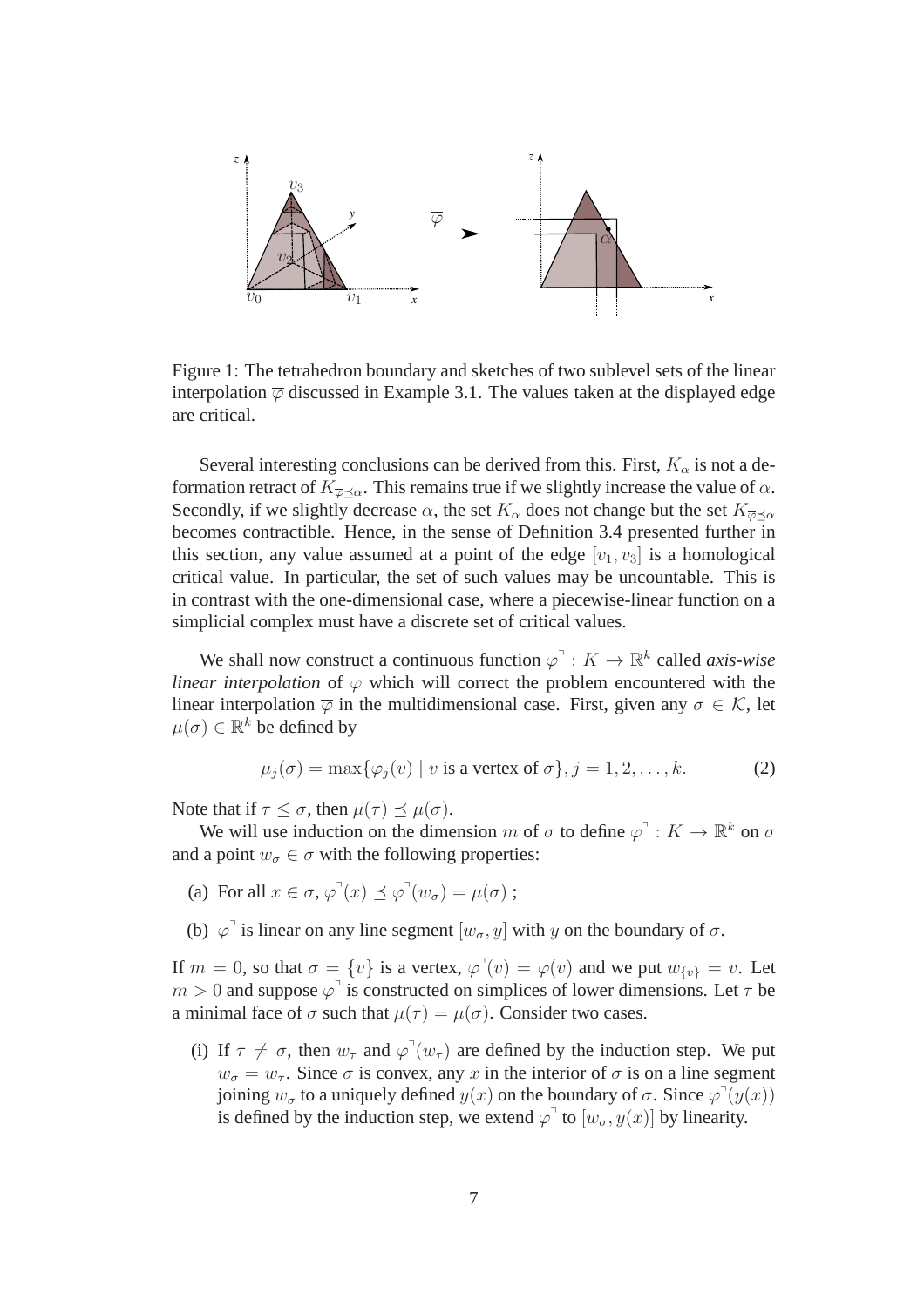Figure 1: The tetrahedron boundary and sketches of two sublevel sets of the linear interpolation $\overline{\varphi}$ discussed in Example 3.1. The values taken at the displayed edge are critical.

Several interesting conclusions can be derived from this. First, $K_\alpha$ is not a deformation retract of $K_{\overline{\varphi}\preceq\alpha}$. This remains true if we slightly increase the value of $\alpha$. Secondly, if we slightly decrease $\alpha$, the set $K_\alpha$ does not change but the set $K_{\overline{\varphi}\preceq\alpha}$ becomes contractible. Hence, in the sense of Definition 3.4 presented further in this section, any value assumed at a point of the edge $[v_1, v_3]$ is a homological critical value. In particular, the set of such values may be uncountable. This is in contrast with the one-dimensional case, where a piecewise-linear function on a simplicial complex must have a discrete set of critical values.

We shall now construct a continuous function $\varphi^\urcorner : K \to \mathbb{R}^k$ called *axis-wise linear interpolation* of $\varphi$ which will correct the problem encountered with the linear interpolation $\overline{\varphi}$ in the multidimensional case. First, given any $\sigma \in \mathcal{K}$, let $\mu(\sigma) \in \mathbb{R}^k$ be defined by

$$\mu_j(\sigma) = \max\{\varphi_j(v) \mid v \text{ is a vertex of } \sigma\}, j = 1, 2, \ldots, k. \tag{2}$$

Note that if $\tau \leq \sigma$, then $\mu(\tau) \preceq \mu(\sigma)$.

We will use induction on the dimension $m$ of $\sigma$ to define $\varphi^\urcorner : K \to \mathbb{R}^k$ on $\sigma$ and a point $w_\sigma \in \sigma$ with the following properties:

(a) For all $x \in \sigma$, $\varphi^\urcorner(x) \preceq \varphi^\urcorner(w_\sigma) = \mu(\sigma)$ ;

(b) $\varphi^\urcorner$ is linear on any line segment $[w_\sigma, y]$ with $y$ on the boundary of $\sigma$.

If $m = 0$, so that $\sigma = \{v\}$ is a vertex, $\varphi^\urcorner(v) = \varphi(v)$ and we put $w_{\{v\}} = v$. Let $m > 0$ and suppose $\varphi^\urcorner$ is constructed on simplices of lower dimensions. Let $\tau$ be a minimal face of $\sigma$ such that $\mu(\tau) = \mu(\sigma)$. Consider two cases.

(i) If $\tau \neq \sigma$, then $w_\tau$ and $\varphi^\urcorner(w_\tau)$ are defined by the induction step. We put $w_\sigma = w_\tau$. Since $\sigma$ is convex, any $x$ in the interior of $\sigma$ is on a line segment joining $w_\sigma$ to a uniquely defined $y(x)$ on the boundary of $\sigma$. Since $\varphi^\urcorner(y(x))$ is defined by the induction step, we extend $\varphi^\urcorner$ to $[w_\sigma, y(x)]$ by linearity.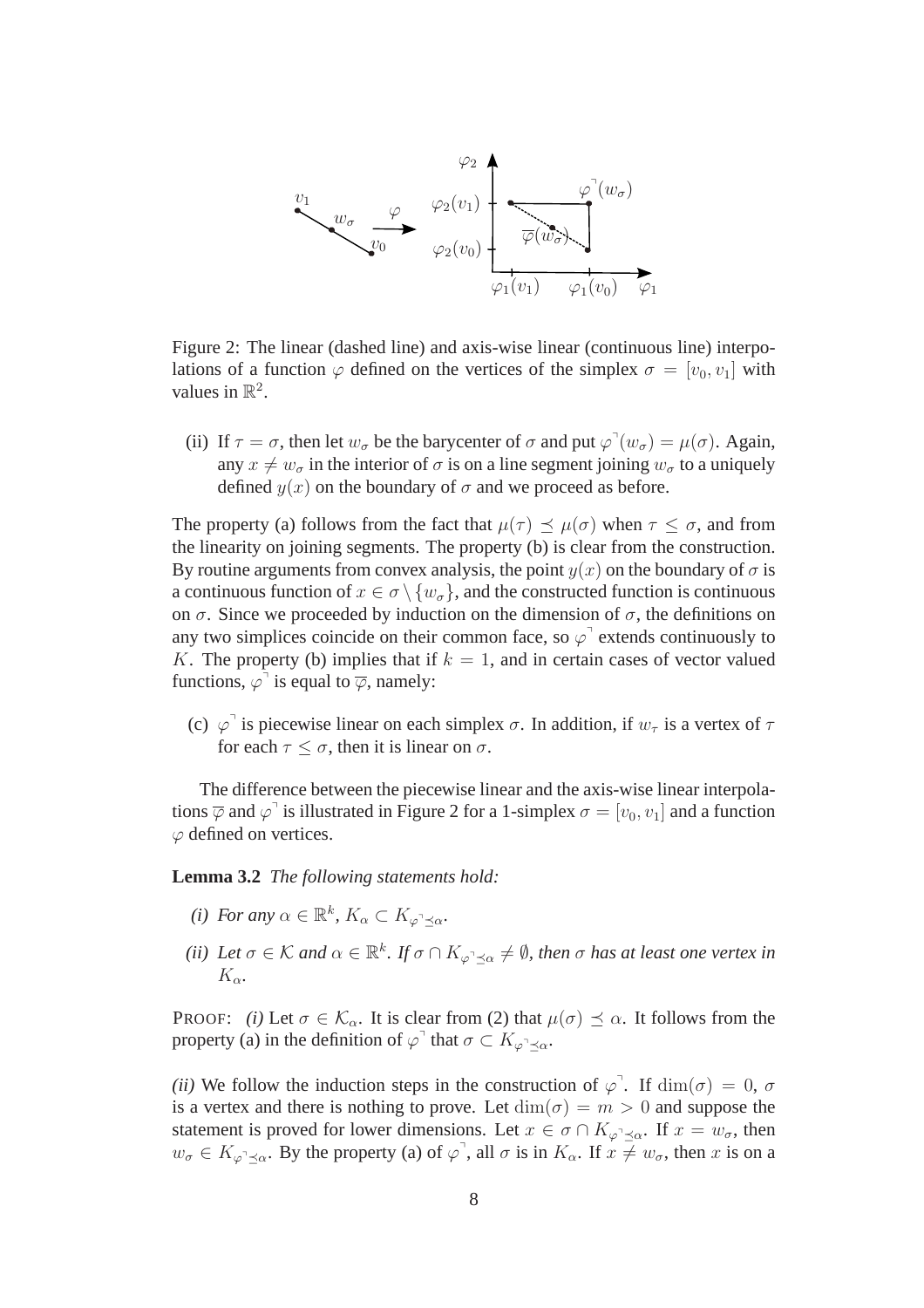Figure 2: The linear (dashed line) and axis-wise linear (continuous line) interpolations of a function $\varphi$ defined on the vertices of the simplex $\sigma = [v_0, v_1]$ with values in $\mathbb{R}^2$.

(ii) If $\tau = \sigma$, then let $w_\sigma$ be the barycenter of $\sigma$ and put $\varphi^\urcorner(w_\sigma) = \mu(\sigma)$. Again, any $x \neq w_\sigma$ in the interior of $\sigma$ is on a line segment joining $w_\sigma$ to a uniquely defined $y(x)$ on the boundary of $\sigma$ and we proceed as before.

The property (a) follows from the fact that $\mu(\tau) \preceq \mu(\sigma)$ when $\tau \leq \sigma$, and from the linearity on joining segments. The property (b) is clear from the construction. By routine arguments from convex analysis, the point $y(x)$ on the boundary of $\sigma$ is a continuous function of $x \in \sigma \setminus \{w_\sigma\}$, and the constructed function is continuous on $\sigma$. Since we proceeded by induction on the dimension of $\sigma$, the definitions on any two simplices coincide on their common face, so $\varphi^\urcorner$ extends continuously to $K$. The property (b) implies that if $k = 1$, and in certain cases of vector valued functions, $\varphi^\urcorner$ is equal to $\overline{\varphi}$, namely:

(c) $\varphi^\urcorner$ is piecewise linear on each simplex $\sigma$. In addition, if $w_\tau$ is a vertex of $\tau$ for each $\tau \leq \sigma$, then it is linear on $\sigma$.

The difference between the piecewise linear and the axis-wise linear interpolations $\overline{\varphi}$ and $\varphi^\urcorner$ is illustrated in Figure 2 for a 1-simplex $\sigma = [v_0, v_1]$ and a function $\varphi$ defined on vertices.

**Lemma 3.2** *The following statements hold:*

*(i) For any $\alpha \in \mathbb{R}^k$, $K_\alpha \subset K_{\varphi^\urcorner \preceq \alpha}$.*

*(ii) Let $\sigma \in \mathcal{K}$ and $\alpha \in \mathbb{R}^k$. If $\sigma \cap K_{\varphi^\urcorner \preceq \alpha} \neq \emptyset$, then $\sigma$ has at least one vertex in $K_\alpha$.*

PROOF: *(i)* Let $\sigma \in \mathcal{K}_\alpha$. It is clear from (2) that $\mu(\sigma) \preceq \alpha$. It follows from the property (a) in the definition of $\varphi^\urcorner$ that $\sigma \subset K_{\varphi^\urcorner \preceq \alpha}$.

*(ii)* We follow the induction steps in the construction of $\varphi^\urcorner$. If $\dim(\sigma) = 0$, $\sigma$ is a vertex and there is nothing to prove. Let $\dim(\sigma) = m > 0$ and suppose the statement is proved for lower dimensions. Let $x \in \sigma \cap K_{\varphi^\urcorner \preceq \alpha}$. If $x = w_\sigma$, then $w_\sigma \in K_{\varphi^\urcorner \preceq \alpha}$. By the property (a) of $\varphi^\urcorner$, all $\sigma$ is in $K_\alpha$. If $x \neq w_\sigma$, then $x$ is on a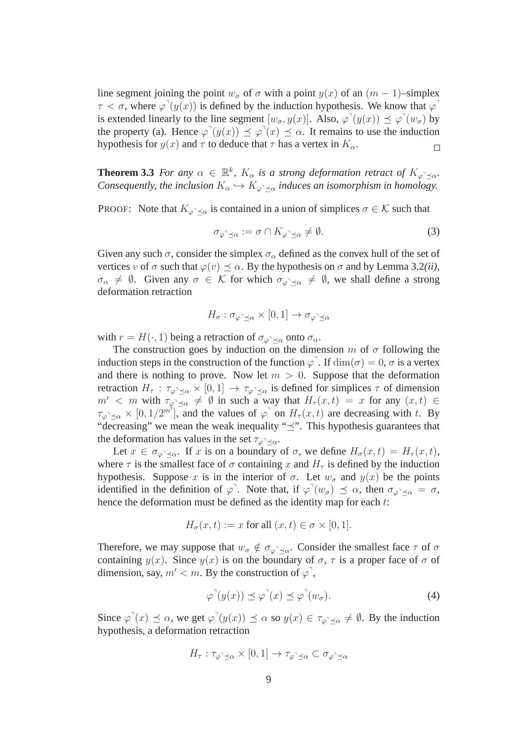line segment joining the point $w_\sigma$ of $\sigma$ with a point $y(x)$ of an $(m-1)$–simplex $\tau < \sigma$, where $\varphi^\urcorner(y(x))$ is defined by the induction hypothesis. We know that $\varphi^\urcorner$ is extended linearly to the line segment $[w_\sigma, y(x)]$. Also, $\varphi^\urcorner(y(x)) \preceq \varphi^\urcorner(w_\sigma)$ by the property (a). Hence $\varphi^\urcorner(y(x)) \preceq \varphi^\urcorner(x) \preceq \alpha$. It remains to use the induction hypothesis for $y(x)$ and $\tau$ to deduce that $\tau$ has a vertex in $K_\alpha$. $\square$

**Theorem 3.3** *For any $\alpha \in \mathbb{R}^k$, $K_\alpha$ is a strong deformation retract of $K_{\varphi^\urcorner \preceq \alpha}$. Consequently, the inclusion $K_\alpha \hookrightarrow K_{\varphi^\urcorner \preceq \alpha}$ induces an isomorphism in homology.*

PROOF: Note that $K_{\varphi^\urcorner \preceq \alpha}$ is contained in a union of simplices $\sigma \in \mathcal{K}$ such that

$$\sigma_{\varphi^\urcorner \preceq \alpha} := \sigma \cap K_{\varphi^\urcorner \preceq \alpha} \neq \emptyset. \tag{3}$$

Given any such $\sigma$, consider the simplex $\sigma_\alpha$ defined as the convex hull of the set of vertices $v$ of $\sigma$ such that $\varphi(v) \preceq \alpha$. By the hypothesis on $\sigma$ and by Lemma 3.2*(ii)*, $\sigma_\alpha \neq \emptyset$. Given any $\sigma \in \mathcal{K}$ for which $\sigma_{\varphi^\urcorner \preceq \alpha} \neq \emptyset$, we shall define a strong deformation retraction

$$H_\sigma : \sigma_{\varphi^\urcorner \preceq \alpha} \times [0,1] \to \sigma_{\varphi^\urcorner \preceq \alpha}$$

with $r = H(\cdot, 1)$ being a retraction of $\sigma_{\varphi^\urcorner \preceq \alpha}$ onto $\sigma_\alpha$.

The construction goes by induction on the dimension $m$ of $\sigma$ following the induction steps in the construction of the function $\varphi^\urcorner$. If $\dim(\sigma) = 0$, $\sigma$ is a vertex and there is nothing to prove. Now let $m > 0$. Suppose that the deformation retraction $H_\tau : \tau_{\varphi^\urcorner \preceq \alpha} \times [0,1] \to \tau_{\varphi^\urcorner \preceq \alpha}$ is defined for simplices $\tau$ of dimension $m' < m$ with $\tau_{\varphi^\urcorner \preceq \alpha} \neq \emptyset$ in such a way that $H_\tau(x,t) = x$ for any $(x,t) \in \tau_{\varphi^\urcorner \preceq \alpha} \times [0, 1/2^{m'}]$, and the values of $\varphi^\urcorner$ on $H_\tau(x,t)$ are decreasing with $t$. By "decreasing" we mean the weak inequality "$\preceq$". This hypothesis guarantees that the deformation has values in the set $\tau_{\varphi^\urcorner \preceq \alpha}$.

Let $x \in \sigma_{\varphi^\urcorner \preceq \alpha}$. If $x$ is on a boundary of $\sigma$, we define $H_\sigma(x,t) = H_\tau(x,t)$, where $\tau$ is the smallest face of $\sigma$ containing $x$ and $H_\tau$ is defined by the induction hypothesis. Suppose $x$ is in the interior of $\sigma$. Let $w_\sigma$ and $y(x)$ be the points identified in the definition of $\varphi^\urcorner$. Note that, if $\varphi^\urcorner(w_\sigma) \preceq \alpha$, then $\sigma_{\varphi^\urcorner \preceq \alpha} = \sigma$, hence the deformation must be defined as the identity map for each $t$:

$$H_\sigma(x,t) := x \text{ for all } (x,t) \in \sigma \times [0,1].$$

Therefore, we may suppose that $w_\sigma \notin \sigma_{\varphi^\urcorner \preceq \alpha}$. Consider the smallest face $\tau$ of $\sigma$ containing $y(x)$. Since $y(x)$ is on the boundary of $\sigma$, $\tau$ is a proper face of $\sigma$ of dimension, say, $m' < m$. By the construction of $\varphi^\urcorner$,

$$\varphi^\urcorner(y(x)) \preceq \varphi^\urcorner(x) \preceq \varphi^\urcorner(w_\sigma). \tag{4}$$

Since $\varphi^\urcorner(x) \preceq \alpha$, we get $\varphi^\urcorner(y(x)) \preceq \alpha$ so $y(x) \in \tau_{\varphi^\urcorner \preceq \alpha} \neq \emptyset$. By the induction hypothesis, a deformation retraction

$$H_\tau : \tau_{\varphi^\urcorner \preceq \alpha} \times [0,1] \to \tau_{\varphi^\urcorner \preceq \alpha} \subset \sigma_{\varphi^\urcorner \preceq \alpha}$$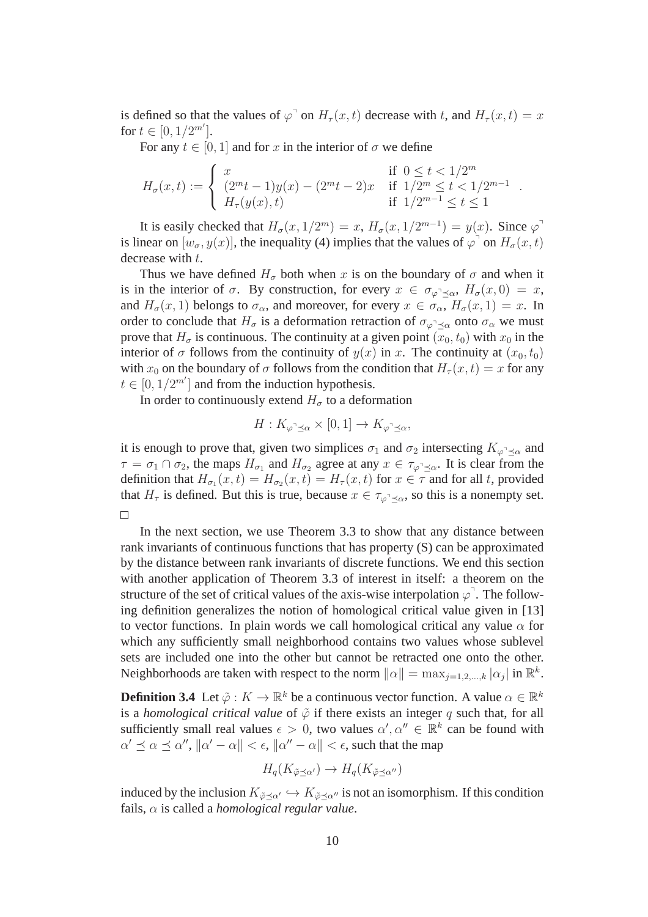is defined so that the values of $\varphi^{\urcorner}$ on $H_\tau(x,t)$ decrease with $t$, and $H_\tau(x,t) = x$ for $t \in [0, 1/2^{m'}]$.

For any $t \in [0,1]$ and for $x$ in the interior of $\sigma$ we define

$$H_\sigma(x,t) := \begin{cases} x & \text{if } 0 \le t < 1/2^m \\ (2^m t - 1) y(x) - (2^m t - 2) x & \text{if } 1/2^m \le t < 1/2^{m-1} \\ H_\tau(y(x), t) & \text{if } 1/2^{m-1} \le t \le 1 \end{cases} .$$

It is easily checked that $H_\sigma(x, 1/2^m) = x$, $H_\sigma(x, 1/2^{m-1}) = y(x)$. Since $\varphi^{\urcorner}$ is linear on $[w_\sigma, y(x)]$, the inequality (4) implies that the values of $\varphi^{\urcorner}$ on $H_\sigma(x,t)$ decrease with $t$.

Thus we have defined $H_\sigma$ both when $x$ is on the boundary of $\sigma$ and when it is in the interior of $\sigma$. By construction, for every $x \in \sigma_{\varphi^{\urcorner} \preceq \alpha}$, $H_\sigma(x, 0) = x$, and $H_\sigma(x,1)$ belongs to $\sigma_\alpha$, and moreover, for every $x \in \sigma_\alpha$, $H_\sigma(x,1) = x$. In order to conclude that $H_\sigma$ is a deformation retraction of $\sigma_{\varphi^{\urcorner} \preceq \alpha}$ onto $\sigma_\alpha$ we must prove that $H_\sigma$ is continuous. The continuity at a given point $(x_0, t_0)$ with $x_0$ in the interior of $\sigma$ follows from the continuity of $y(x)$ in $x$. The continuity at $(x_0, t_0)$ with $x_0$ on the boundary of $\sigma$ follows from the condition that $H_\tau(x,t) = x$ for any $t \in [0, 1/2^{m'}]$ and from the induction hypothesis.

In order to continuously extend $H_\sigma$ to a deformation

$$H : K_{\varphi^{\urcorner} \preceq \alpha} \times [0,1] \to K_{\varphi^{\urcorner} \preceq \alpha},$$

it is enough to prove that, given two simplices $\sigma_1$ and $\sigma_2$ intersecting $K_{\varphi^{\urcorner} \preceq \alpha}$ and $\tau = \sigma_1 \cap \sigma_2$, the maps $H_{\sigma_1}$ and $H_{\sigma_2}$ agree at any $x \in \tau_{\varphi^{\urcorner} \preceq \alpha}$. It is clear from the definition that $H_{\sigma_1}(x,t) = H_{\sigma_2}(x,t) = H_\tau(x,t)$ for $x \in \tau$ and for all $t$, provided that $H_\tau$ is defined. But this is true, because $x \in \tau_{\varphi^{\urcorner} \preceq \alpha}$, so this is a nonempty set. □

In the next section, we use Theorem 3.3 to show that any distance between rank invariants of continuous functions that has property (S) can be approximated by the distance between rank invariants of discrete functions. We end this section with another application of Theorem 3.3 of interest in itself: a theorem on the structure of the set of critical values of the axis-wise interpolation $\varphi^{\urcorner}$. The following definition generalizes the notion of homological critical value given in [13] to vector functions. In plain words we call homological critical any value $\alpha$ for which any sufficiently small neighborhood contains two values whose sublevel sets are included one into the other but cannot be retracted one onto the other. Neighborhoods are taken with respect to the norm $\|\alpha\| = \max_{j=1,2,\ldots,k} |\alpha_j|$ in $\mathbb{R}^k$.

**Definition 3.4** Let $\tilde{\varphi} : K \to \mathbb{R}^k$ be a continuous vector function. A value $\alpha \in \mathbb{R}^k$ is a *homological critical value* of $\tilde{\varphi}$ if there exists an integer $q$ such that, for all sufficiently small real values $\epsilon > 0$, two values $\alpha', \alpha'' \in \mathbb{R}^k$ can be found with $\alpha' \preceq \alpha \preceq \alpha''$, $\|\alpha' - \alpha\| < \epsilon$, $\|\alpha'' - \alpha\| < \epsilon$, such that the map

$$H_q(K_{\tilde{\varphi} \preceq \alpha'}) \to H_q(K_{\tilde{\varphi} \preceq \alpha''})$$

induced by the inclusion $K_{\tilde{\varphi} \preceq \alpha'} \hookrightarrow K_{\tilde{\varphi} \preceq \alpha''}$ is not an isomorphism. If this condition fails, $\alpha$ is called a *homological regular value*.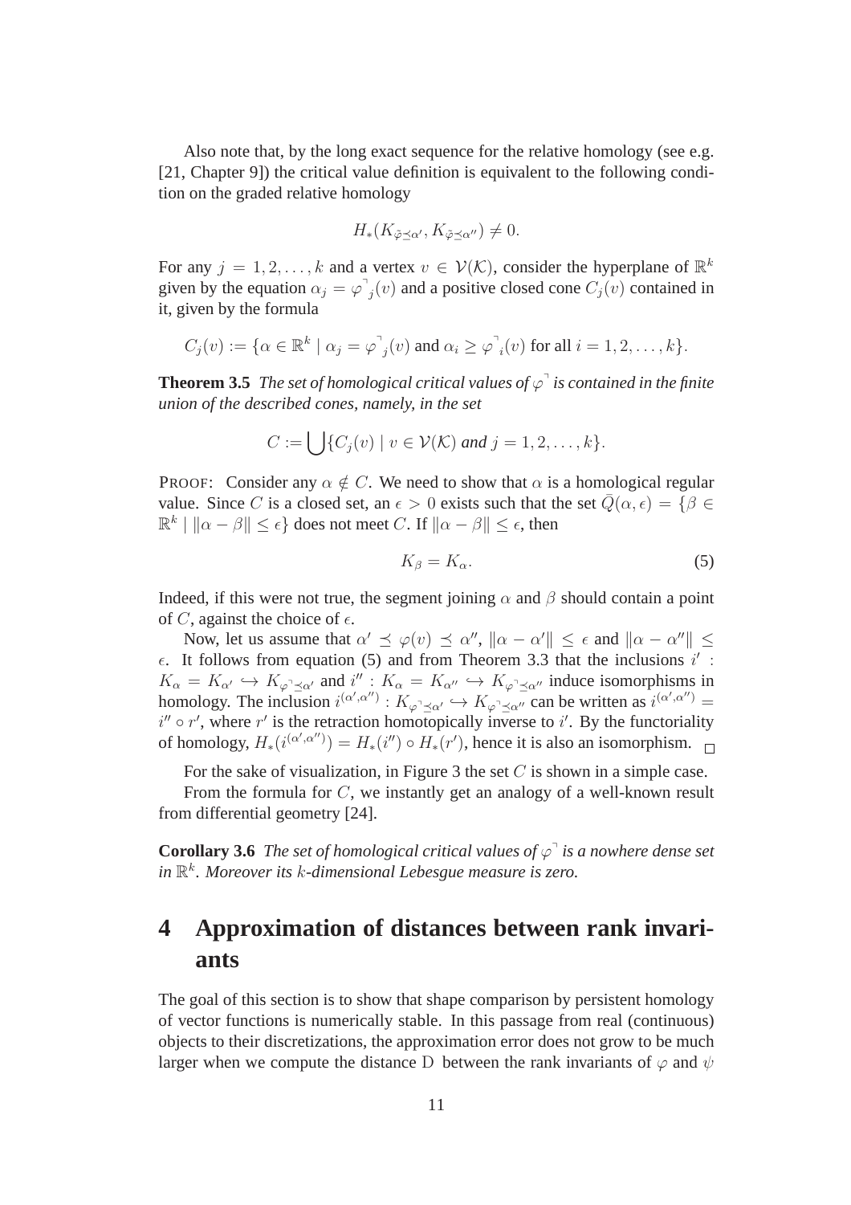Also note that, by the long exact sequence for the relative homology (see e.g. [21, Chapter 9]) the critical value definition is equivalent to the following condition on the graded relative homology

$$H_*(K_{\tilde{\varphi}\preceq\alpha'}, K_{\tilde{\varphi}\preceq\alpha''}) \neq 0.$$

For any $j = 1, 2, \ldots, k$ and a vertex $v \in \mathcal{V}(\mathcal{K})$, consider the hyperplane of $\mathbb{R}^k$ given by the equation $\alpha_j = {\varphi^\urcorner}_j(v)$ and a positive closed cone $C_j(v)$ contained in it, given by the formula

$$C_j(v) := \{\alpha \in \mathbb{R}^k \mid \alpha_j = {\varphi^\urcorner}_j(v) \text{ and } \alpha_i \geq {\varphi^\urcorner}_i(v) \text{ for all } i = 1, 2, \ldots, k\}.$$

**Theorem 3.5** *The set of homological critical values of $\varphi^\urcorner$ is contained in the finite union of the described cones, namely, in the set*

$$C := \bigcup \{C_j(v) \mid v \in \mathcal{V}(\mathcal{K}) \text{ and } j = 1, 2, \ldots, k\}.$$

PROOF: Consider any $\alpha \notin C$. We need to show that $\alpha$ is a homological regular value. Since $C$ is a closed set, an $\epsilon > 0$ exists such that the set $\bar{Q}(\alpha, \epsilon) = \{\beta \in \mathbb{R}^k \mid \|\alpha - \beta\| \leq \epsilon\}$ does not meet $C$. If $\|\alpha - \beta\| \leq \epsilon$, then

$$K_\beta = K_\alpha. \tag{5}$$

Indeed, if this were not true, the segment joining $\alpha$ and $\beta$ should contain a point of $C$, against the choice of $\epsilon$.

Now, let us assume that $\alpha' \preceq \varphi(v) \preceq \alpha''$, $\|\alpha - \alpha'\| \leq \epsilon$ and $\|\alpha - \alpha''\| \leq \epsilon$. It follows from equation (5) and from Theorem 3.3 that the inclusions $i' : K_\alpha = K_{\alpha'} \hookrightarrow K_{\varphi^\urcorner\preceq\alpha'}$ and $i'' : K_\alpha = K_{\alpha''} \hookrightarrow K_{\varphi^\urcorner\preceq\alpha''}$ induce isomorphisms in homology. The inclusion $i^{(\alpha',\alpha'')} : K_{\varphi^\urcorner\preceq\alpha'} \hookrightarrow K_{\varphi^\urcorner\preceq\alpha''}$ can be written as $i^{(\alpha',\alpha'')} = i'' \circ r'$, where $r'$ is the retraction homotopically inverse to $i'$. By the functoriality of homology, $H_*(i^{(\alpha',\alpha'')}) = H_*(i'') \circ H_*(r')$, hence it is also an isomorphism. □

For the sake of visualization, in Figure 3 the set $C$ is shown in a simple case.

From the formula for $C$, we instantly get an analogy of a well-known result from differential geometry [24].

**Corollary 3.6** *The set of homological critical values of $\varphi^\urcorner$ is a nowhere dense set in $\mathbb{R}^k$. Moreover its $k$-dimensional Lebesgue measure is zero.*

# 4 Approximation of distances between rank invariants

The goal of this section is to show that shape comparison by persistent homology of vector functions is numerically stable. In this passage from real (continuous) objects to their discretizations, the approximation error does not grow to be much larger when we compute the distance D between the rank invariants of $\varphi$ and $\psi$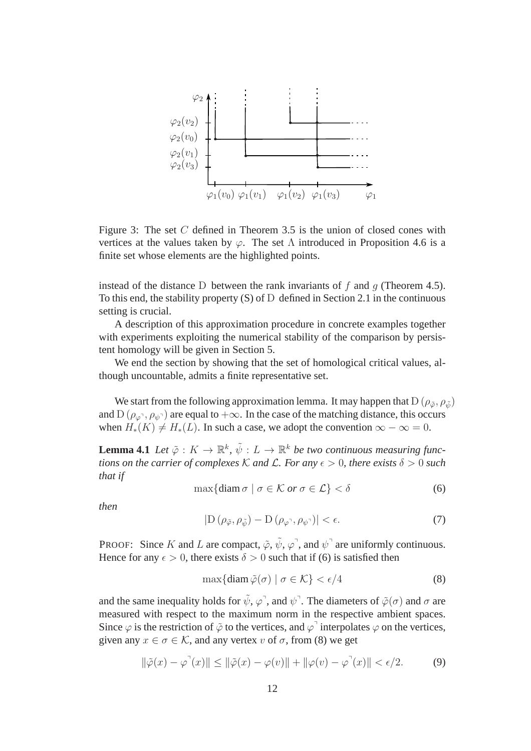Figure 3: The set $C$ defined in Theorem 3.5 is the union of closed cones with vertices at the values taken by $\varphi$. The set $\Lambda$ introduced in Proposition 4.6 is a finite set whose elements are the highlighted points.

instead of the distance $\mathrm{D}$ between the rank invariants of $f$ and $g$ (Theorem 4.5). To this end, the stability property (S) of $\mathrm{D}$ defined in Section 2.1 in the continuous setting is crucial.

A description of this approximation procedure in concrete examples together with experiments exploiting the numerical stability of the comparison by persistent homology will be given in Section 5.

We end the section by showing that the set of homological critical values, although uncountable, admits a finite representative set.

We start from the following approximation lemma. It may happen that $\mathrm{D}\left(\rho_{\tilde{\varphi}}, \rho_{\tilde{\psi}}\right)$ and $\mathrm{D}\left(\rho_{\varphi^{\urcorner}}, \rho_{\psi^{\urcorner}}\right)$ are equal to $+\infty$. In the case of the matching distance, this occurs when $H_*(K) \neq H_*(L)$. In such a case, we adopt the convention $\infty - \infty = 0$.

**Lemma 4.1** *Let $\tilde{\varphi} : K \to \mathbb{R}^k$, $\tilde{\psi} : L \to \mathbb{R}^k$ be two continuous measuring functions on the carrier of complexes $\mathcal{K}$ and $\mathcal{L}$. For any $\epsilon > 0$, there exists $\delta > 0$ such that if*

$$\max\{\operatorname{diam} \sigma \mid \sigma \in \mathcal{K} \text{ or } \sigma \in \mathcal{L}\} < \delta \tag{6}$$

*then*

$$\left|\mathrm{D}\left(\rho_{\tilde{\varphi}}, \rho_{\tilde{\psi}}\right) - \mathrm{D}\left(\rho_{\varphi^{\urcorner}}, \rho_{\psi^{\urcorner}}\right)\right| < \epsilon. \tag{7}$$

PROOF: Since $K$ and $L$ are compact, $\tilde{\varphi}$, $\tilde{\psi}$, $\varphi^{\urcorner}$, and $\psi^{\urcorner}$ are uniformly continuous. Hence for any $\epsilon > 0$, there exists $\delta > 0$ such that if (6) is satisfied then

$$\max\{\operatorname{diam} \tilde{\varphi}(\sigma) \mid \sigma \in \mathcal{K}\} < \epsilon/4 \tag{8}$$

and the same inequality holds for $\tilde{\psi}$, $\varphi^{\urcorner}$, and $\psi^{\urcorner}$. The diameters of $\tilde{\varphi}(\sigma)$ and $\sigma$ are measured with respect to the maximum norm in the respective ambient spaces. Since $\varphi$ is the restriction of $\tilde{\varphi}$ to the vertices, and $\varphi^{\urcorner}$ interpolates $\varphi$ on the vertices, given any $x \in \sigma \in \mathcal{K}$, and any vertex $v$ of $\sigma$, from (8) we get

$$\|\tilde{\varphi}(x) - \varphi^{\urcorner}(x)\| \leq \|\tilde{\varphi}(x) - \varphi(v)\| + \|\varphi(v) - \varphi^{\urcorner}(x)\| < \epsilon/2. \tag{9}$$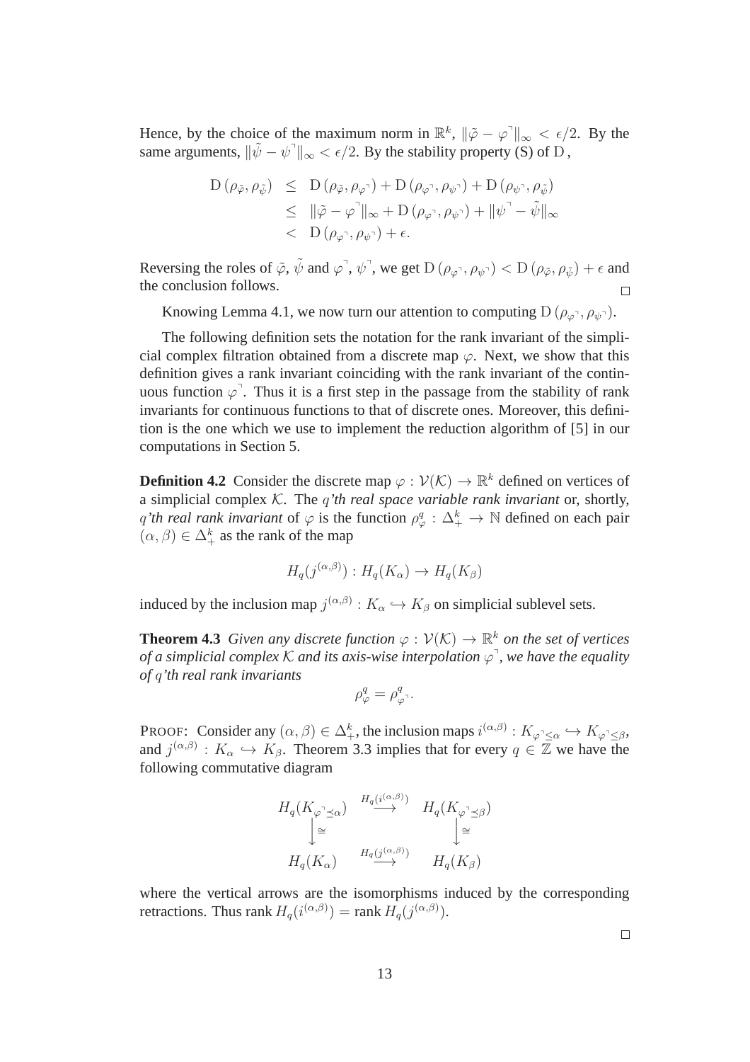Hence, by the choice of the maximum norm in $\mathbb{R}^k$, $\|\tilde{\varphi} - \varphi^{\urcorner}\|_\infty < \epsilon/2$. By the same arguments, $\|\tilde{\psi} - \psi^{\urcorner}\|_\infty < \epsilon/2$. By the stability property (S) of $\mathrm{D}$,

$$
\begin{aligned}
\mathrm{D}\left(\rho_{\tilde{\varphi}}, \rho_{\tilde{\psi}}\right) &\leq \mathrm{D}\left(\rho_{\tilde{\varphi}}, \rho_{\varphi^{\urcorner}}\right) + \mathrm{D}\left(\rho_{\varphi^{\urcorner}}, \rho_{\psi^{\urcorner}}\right) + \mathrm{D}\left(\rho_{\psi^{\urcorner}}, \rho_{\tilde{\psi}}\right) \\
&\leq \|\tilde{\varphi} - \varphi^{\urcorner}\|_\infty + \mathrm{D}\left(\rho_{\varphi^{\urcorner}}, \rho_{\psi^{\urcorner}}\right) + \|\psi^{\urcorner} - \tilde{\psi}\|_\infty \\
&< \mathrm{D}\left(\rho_{\varphi^{\urcorner}}, \rho_{\psi^{\urcorner}}\right) + \epsilon.
\end{aligned}
$$

Reversing the roles of $\tilde{\varphi}$, $\tilde{\psi}$ and $\varphi^{\urcorner}$, $\psi^{\urcorner}$, we get $\mathrm{D}\left(\rho_{\varphi^{\urcorner}}, \rho_{\psi^{\urcorner}}\right) < \mathrm{D}\left(\rho_{\tilde{\varphi}}, \rho_{\tilde{\psi}}\right) + \epsilon$ and the conclusion follows. □

Knowing Lemma 4.1, we now turn our attention to computing $\mathrm{D}\left(\rho_{\varphi^{\urcorner}}, \rho_{\psi^{\urcorner}}\right)$.

The following definition sets the notation for the rank invariant of the simplicial complex filtration obtained from a discrete map $\varphi$. Next, we show that this definition gives a rank invariant coinciding with the rank invariant of the continuous function $\varphi^{\urcorner}$. Thus it is a first step in the passage from the stability of rank invariants for continuous functions to that of discrete ones. Moreover, this definition is the one which we use to implement the reduction algorithm of [5] in our computations in Section 5.

**Definition 4.2** Consider the discrete map $\varphi : \mathcal{V}(\mathcal{K}) \to \mathbb{R}^k$ defined on vertices of a simplicial complex $\mathcal{K}$. The *$q$'th real space variable rank invariant* or, shortly, *$q$'th real rank invariant* of $\varphi$ is the function $\rho^q_\varphi : \Delta^k_+ \to \mathbb{N}$ defined on each pair $(\alpha, \beta) \in \Delta^k_+$ as the rank of the map

$$
H_q(j^{(\alpha,\beta)}) : H_q(K_\alpha) \to H_q(K_\beta)
$$

induced by the inclusion map $j^{(\alpha,\beta)} : K_\alpha \hookrightarrow K_\beta$ on simplicial sublevel sets.

**Theorem 4.3** *Given any discrete function $\varphi : \mathcal{V}(\mathcal{K}) \to \mathbb{R}^k$ on the set of vertices of a simplicial complex $\mathcal{K}$ and its axis-wise interpolation $\varphi^{\urcorner}$, we have the equality of $q$'th real rank invariants*

$$
\rho^q_\varphi = \rho^q_{\varphi^{\urcorner}}.
$$

PROOF: Consider any $(\alpha, \beta) \in \Delta^k_+$, the inclusion maps $i^{(\alpha,\beta)} : K_{\varphi^{\urcorner} \preceq \alpha} \hookrightarrow K_{\varphi^{\urcorner} \preceq \beta}$, and $j^{(\alpha,\beta)} : K_\alpha \hookrightarrow K_\beta$. Theorem 3.3 implies that for every $q \in \mathbb{Z}$ we have the following commutative diagram

$$
\begin{array}{ccc}
H_q(K_{\varphi^{\urcorner} \preceq \alpha}) & \xrightarrow{H_q(i^{(\alpha,\beta)})} & H_q(K_{\varphi^{\urcorner} \preceq \beta}) \\
\downarrow \cong & & \downarrow \cong \\
H_q(K_\alpha) & \xrightarrow{H_q(j^{(\alpha,\beta)})} & H_q(K_\beta)
\end{array}
$$

where the vertical arrows are the isomorphisms induced by the corresponding retractions. Thus rank $H_q(i^{(\alpha,\beta)}) =$ rank $H_q(j^{(\alpha,\beta)})$. □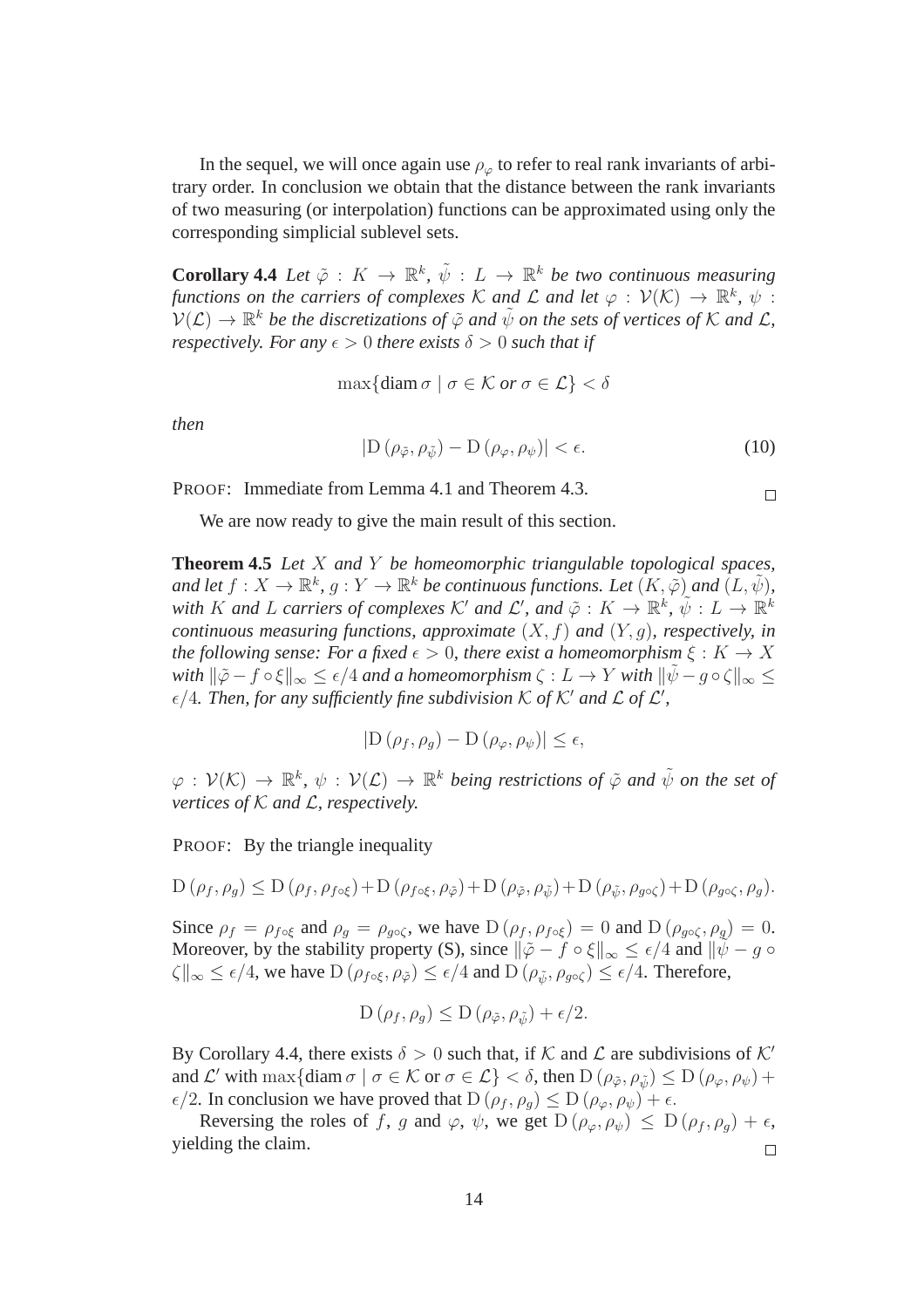In the sequel, we will once again use $\rho_\varphi$ to refer to real rank invariants of arbitrary order. In conclusion we obtain that the distance between the rank invariants of two measuring (or interpolation) functions can be approximated using only the corresponding simplicial sublevel sets.

**Corollary 4.4** *Let $\tilde{\varphi} : K \to \mathbb{R}^k$, $\tilde{\psi} : L \to \mathbb{R}^k$ be two continuous measuring functions on the carriers of complexes $\mathcal{K}$ and $\mathcal{L}$ and let $\varphi : \mathcal{V}(\mathcal{K}) \to \mathbb{R}^k$, $\psi : \mathcal{V}(\mathcal{L}) \to \mathbb{R}^k$ be the discretizations of $\tilde{\varphi}$ and $\tilde{\psi}$ on the sets of vertices of $\mathcal{K}$ and $\mathcal{L}$, respectively. For any $\epsilon > 0$ there exists $\delta > 0$ such that if*

$$\max\{\operatorname{diam}\sigma \mid \sigma \in \mathcal{K} \text{ or } \sigma \in \mathcal{L}\} < \delta$$

*then*

$$|\mathrm{D}\,(\rho_{\tilde{\varphi}}, \rho_{\tilde{\psi}}) - \mathrm{D}\,(\rho_\varphi, \rho_\psi)| < \epsilon. \tag{10}$$

PROOF: Immediate from Lemma 4.1 and Theorem 4.3. □

We are now ready to give the main result of this section.

**Theorem 4.5** *Let $X$ and $Y$ be homeomorphic triangulable topological spaces, and let $f : X \to \mathbb{R}^k$, $g : Y \to \mathbb{R}^k$ be continuous functions. Let $(K, \tilde{\varphi})$ and $(L, \tilde{\psi})$, with $K$ and $L$ carriers of complexes $\mathcal{K}'$ and $\mathcal{L}'$, and $\tilde{\varphi} : K \to \mathbb{R}^k$, $\tilde{\psi} : L \to \mathbb{R}^k$ continuous measuring functions, approximate $(X, f)$ and $(Y, g)$, respectively, in the following sense: For a fixed $\epsilon > 0$, there exist a homeomorphism $\xi : K \to X$ with $\|\tilde{\varphi} - f \circ \xi\|_\infty \le \epsilon/4$ and a homeomorphism $\zeta : L \to Y$ with $\|\tilde{\psi} - g \circ \zeta\|_\infty \le \epsilon/4$. Then, for any sufficiently fine subdivision $\mathcal{K}$ of $\mathcal{K}'$ and $\mathcal{L}$ of $\mathcal{L}'$,*

$$|\mathrm{D}\,(\rho_f, \rho_g) - \mathrm{D}\,(\rho_\varphi, \rho_\psi)| \le \epsilon,$$

*$\varphi : \mathcal{V}(\mathcal{K}) \to \mathbb{R}^k$, $\psi : \mathcal{V}(\mathcal{L}) \to \mathbb{R}^k$ being restrictions of $\tilde{\varphi}$ and $\tilde{\psi}$ on the set of vertices of $\mathcal{K}$ and $\mathcal{L}$, respectively.*

PROOF: By the triangle inequality

$$\mathrm{D}\,(\rho_f, \rho_g) \le \mathrm{D}\,(\rho_f, \rho_{f\circ\xi}) + \mathrm{D}\,(\rho_{f\circ\xi}, \rho_{\tilde{\varphi}}) + \mathrm{D}\,(\rho_{\tilde{\varphi}}, \rho_{\tilde{\psi}}) + \mathrm{D}\,(\rho_{\tilde{\psi}}, \rho_{g\circ\zeta}) + \mathrm{D}\,(\rho_{g\circ\zeta}, \rho_g).$$

Since $\rho_f = \rho_{f\circ\xi}$ and $\rho_g = \rho_{g\circ\zeta}$, we have $\mathrm{D}\,(\rho_f, \rho_{f\circ\xi}) = 0$ and $\mathrm{D}\,(\rho_{g\circ\zeta}, \rho_g) = 0$. Moreover, by the stability property (S), since $\|\tilde{\varphi} - f \circ \xi\|_\infty \le \epsilon/4$ and $\|\tilde{\psi} - g \circ \zeta\|_\infty \le \epsilon/4$, we have $\mathrm{D}\,(\rho_{f\circ\xi}, \rho_{\tilde{\varphi}}) \le \epsilon/4$ and $\mathrm{D}\,(\rho_{\tilde{\psi}}, \rho_{g\circ\zeta}) \le \epsilon/4$. Therefore,

$$\mathrm{D}\,(\rho_f, \rho_g) \le \mathrm{D}\,(\rho_{\tilde{\varphi}}, \rho_{\tilde{\psi}}) + \epsilon/2.$$

By Corollary 4.4, there exists $\delta > 0$ such that, if $\mathcal{K}$ and $\mathcal{L}$ are subdivisions of $\mathcal{K}'$ and $\mathcal{L}'$ with $\max\{\operatorname{diam}\sigma \mid \sigma \in \mathcal{K} \text{ or } \sigma \in \mathcal{L}\} < \delta$, then $\mathrm{D}\,(\rho_{\tilde{\varphi}}, \rho_{\tilde{\psi}}) \le \mathrm{D}\,(\rho_\varphi, \rho_\psi) + \epsilon/2$. In conclusion we have proved that $\mathrm{D}\,(\rho_f, \rho_g) \le \mathrm{D}\,(\rho_\varphi, \rho_\psi) + \epsilon$.

Reversing the roles of $f$, $g$ and $\varphi$, $\psi$, we get $\mathrm{D}\,(\rho_\varphi, \rho_\psi) \le \mathrm{D}\,(\rho_f, \rho_g) + \epsilon$, yielding the claim. □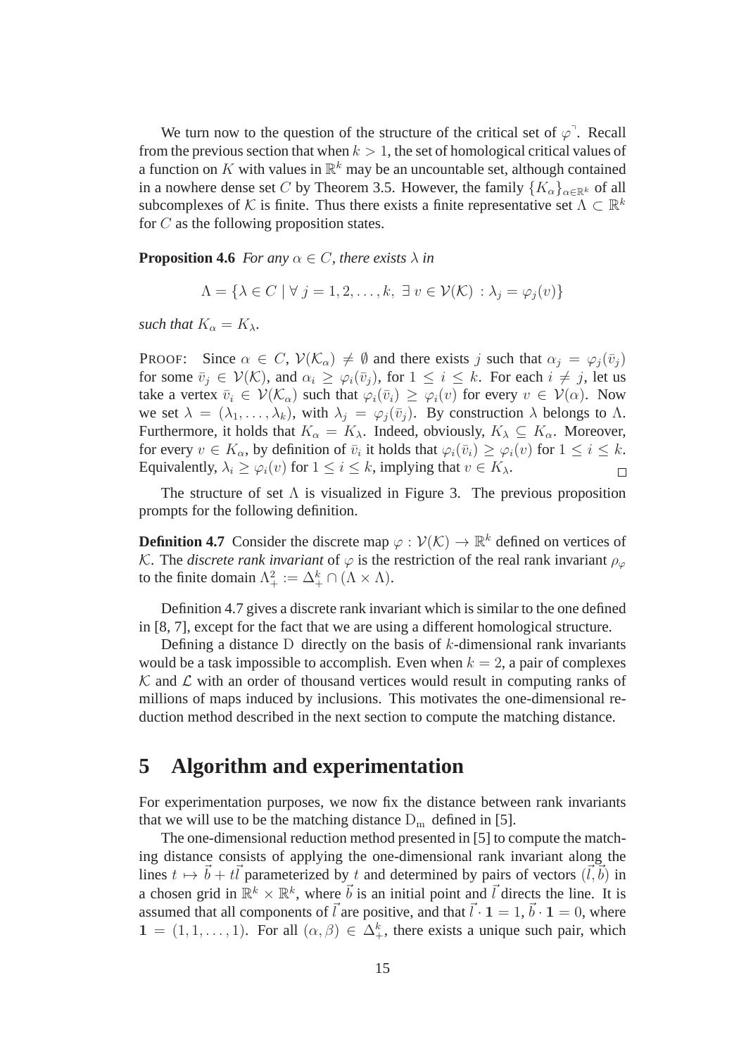We turn now to the question of the structure of the critical set of $\varphi^{\urcorner}$. Recall from the previous section that when $k > 1$, the set of homological critical values of a function on $K$ with values in $\mathbb{R}^k$ may be an uncountable set, although contained in a nowhere dense set $C$ by Theorem 3.5. However, the family $\{K_\alpha\}_{\alpha \in \mathbb{R}^k}$ of all subcomplexes of $\mathcal{K}$ is finite. Thus there exists a finite representative set $\Lambda \subset \mathbb{R}^k$ for $C$ as the following proposition states.

**Proposition 4.6** *For any $\alpha \in C$, there exists $\lambda$ in*

$$\Lambda = \{\lambda \in C \mid \forall\, j = 1, 2, \dots, k,\ \exists\, v \in \mathcal{V}(\mathcal{K}) : \lambda_j = \varphi_j(v)\}$$

*such that $K_\alpha = K_\lambda$.*

PROOF: Since $\alpha \in C$, $\mathcal{V}(\mathcal{K}_\alpha) \neq \emptyset$ and there exists $j$ such that $\alpha_j = \varphi_j(\bar{v}_j)$ for some $\bar{v}_j \in \mathcal{V}(\mathcal{K})$, and $\alpha_i \geq \varphi_i(\bar{v}_j)$, for $1 \leq i \leq k$. For each $i \neq j$, let us take a vertex $\bar{v}_i \in \mathcal{V}(\mathcal{K}_\alpha)$ such that $\varphi_i(\bar{v}_i) \geq \varphi_i(v)$ for every $v \in \mathcal{V}(\alpha)$. Now we set $\lambda = (\lambda_1, \dots, \lambda_k)$, with $\lambda_j = \varphi_j(\bar{v}_j)$. By construction $\lambda$ belongs to $\Lambda$. Furthermore, it holds that $K_\alpha = K_\lambda$. Indeed, obviously, $K_\lambda \subseteq K_\alpha$. Moreover, for every $v \in K_\alpha$, by definition of $\bar{v}_i$ it holds that $\varphi_i(\bar{v}_i) \geq \varphi_i(v)$ for $1 \leq i \leq k$. Equivalently, $\lambda_i \geq \varphi_i(v)$ for $1 \leq i \leq k$, implying that $v \in K_\lambda$. $\square$

The structure of set $\Lambda$ is visualized in Figure 3. The previous proposition prompts for the following definition.

**Definition 4.7** Consider the discrete map $\varphi : \mathcal{V}(\mathcal{K}) \to \mathbb{R}^k$ defined on vertices of $\mathcal{K}$. The *discrete rank invariant* of $\varphi$ is the restriction of the real rank invariant $\rho_\varphi$ to the finite domain $\Lambda^2_+ := \Delta^k_+ \cap (\Lambda \times \Lambda)$.

Definition 4.7 gives a discrete rank invariant which is similar to the one defined in [8, 7], except for the fact that we are using a different homological structure.

Defining a distance $\mathrm{D}$ directly on the basis of $k$-dimensional rank invariants would be a task impossible to accomplish. Even when $k = 2$, a pair of complexes $\mathcal{K}$ and $\mathcal{L}$ with an order of thousand vertices would result in computing ranks of millions of maps induced by inclusions. This motivates the one-dimensional reduction method described in the next section to compute the matching distance.

# 5 Algorithm and experimentation

For experimentation purposes, we now fix the distance between rank invariants that we will use to be the matching distance $\mathrm{D_m}$ defined in [5].

The one-dimensional reduction method presented in [5] to compute the matching distance consists of applying the one-dimensional rank invariant along the lines $t \mapsto \vec{b} + t\vec{l}$ parameterized by $t$ and determined by pairs of vectors $(\vec{l}, \vec{b})$ in a chosen grid in $\mathbb{R}^k \times \mathbb{R}^k$, where $\vec{b}$ is an initial point and $\vec{l}$ directs the line. It is assumed that all components of $\vec{l}$ are positive, and that $\vec{l} \cdot \mathbf{1} = 1$, $\vec{b} \cdot \mathbf{1} = 0$, where $\mathbf{1} = (1, 1, \dots, 1)$. For all $(\alpha, \beta) \in \Delta^k_+$, there exists a unique such pair, which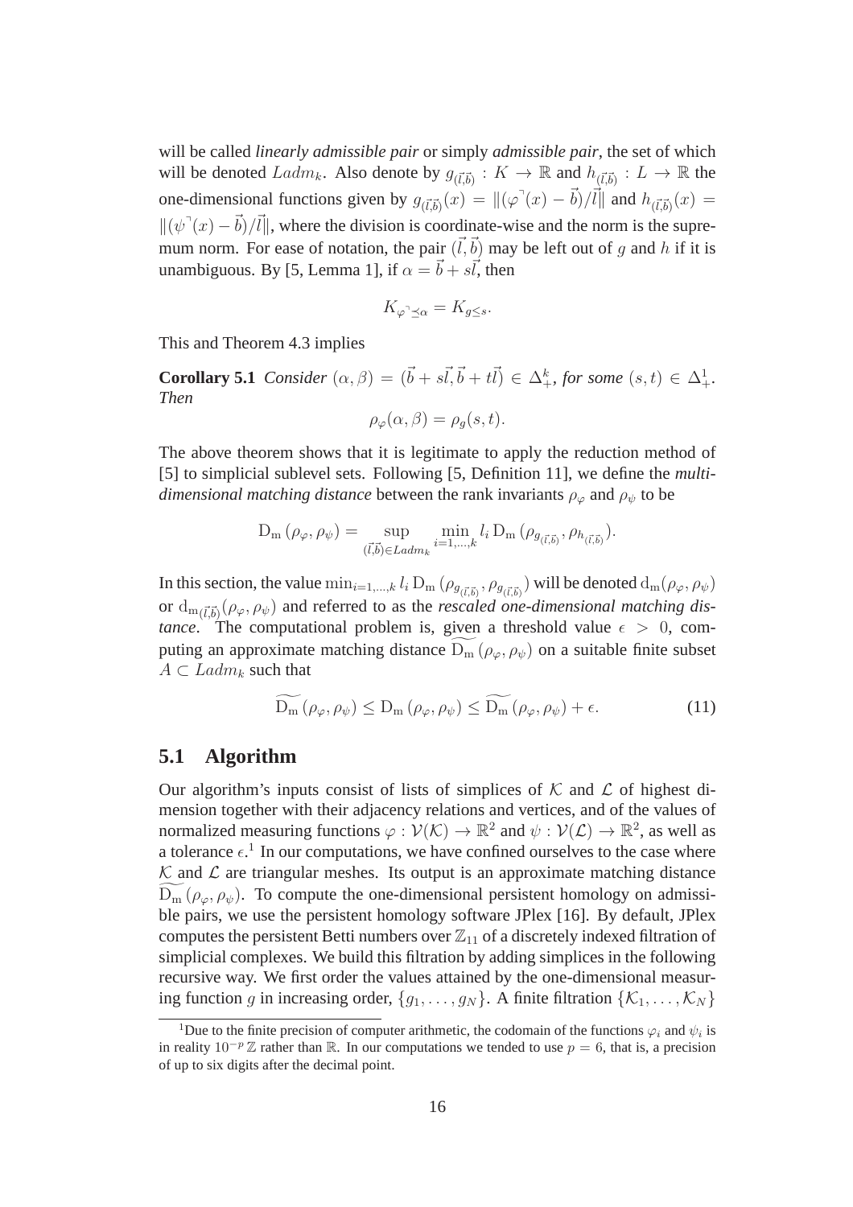will be called *linearly admissible pair* or simply *admissible pair*, the set of which will be denoted $Ladm_k$. Also denote by $g_{(\vec{l},\vec{b})} : K \to \mathbb{R}$ and $h_{(\vec{l},\vec{b})} : L \to \mathbb{R}$ the one-dimensional functions given by $g_{(\vec{l},\vec{b})}(x) = \|(\varphi^{\urcorner}(x) - \vec{b})/\vec{l}\|$ and $h_{(\vec{l},\vec{b})}(x) = \|(\psi^{\urcorner}(x) - \vec{b})/\vec{l}\|$, where the division is coordinate-wise and the norm is the supremum norm. For ease of notation, the pair $(\vec{l}, \vec{b})$ may be left out of $g$ and $h$ if it is unambiguous. By [5, Lemma 1], if $\alpha = \vec{b} + s\vec{l}$, then

$$K_{\varphi^{\urcorner} \preceq \alpha} = K_{g \leq s}.$$

This and Theorem 4.3 implies

**Corollary 5.1** *Consider* $(\alpha, \beta) = (\vec{b} + s\vec{l}, \vec{b} + t\vec{l}) \in \Delta^k_+$*, for some* $(s,t) \in \Delta^1_+$*. Then*

$$\rho_\varphi(\alpha, \beta) = \rho_g(s,t).$$

The above theorem shows that it is legitimate to apply the reduction method of [5] to simplicial sublevel sets. Following [5, Definition 11], we define the *multi-dimensional matching distance* between the rank invariants $\rho_\varphi$ and $\rho_\psi$ to be

$$\mathrm{D_m}(\rho_\varphi, \rho_\psi) = \sup_{(\vec{l},\vec{b}) \in Ladm_k} \min_{i=1,\ldots,k} l_i \, \mathrm{D_m}(\rho_{g_{(\vec{l},\vec{b})}}, \rho_{h_{(\vec{l},\vec{b})}}).$$

In this section, the value $\min_{i=1,\ldots,k} l_i \, \mathrm{D_m}(\rho_{g_{(\vec{l},\vec{b})}}, \rho_{g_{(\vec{l},\vec{b})}})$ will be denoted $\mathrm{d_m}(\rho_\varphi, \rho_\psi)$ or $\mathrm{d}_{\mathrm{m}(\vec{l},\vec{b})}(\rho_\varphi, \rho_\psi)$ and referred to as the *rescaled one-dimensional matching distance*. The computational problem is, given a threshold value $\epsilon > 0$, computing an approximate matching distance $\widetilde{\mathrm{D_m}}(\rho_\varphi, \rho_\psi)$ on a suitable finite subset $A \subset Ladm_k$ such that

$$\widetilde{\mathrm{D_m}}(\rho_\varphi, \rho_\psi) \leq \mathrm{D_m}(\rho_\varphi, \rho_\psi) \leq \widetilde{\mathrm{D_m}}(\rho_\varphi, \rho_\psi) + \epsilon. \tag{11}$$

## 5.1 Algorithm

Our algorithm's inputs consist of lists of simplices of $\mathcal{K}$ and $\mathcal{L}$ of highest dimension together with their adjacency relations and vertices, and of the values of normalized measuring functions $\varphi : \mathcal{V}(\mathcal{K}) \to \mathbb{R}^2$ and $\psi : \mathcal{V}(\mathcal{L}) \to \mathbb{R}^2$, as well as a tolerance $\epsilon$.[1] In our computations, we have confined ourselves to the case where $\mathcal{K}$ and $\mathcal{L}$ are triangular meshes. Its output is an approximate matching distance $\widetilde{\mathrm{D_m}}(\rho_\varphi, \rho_\psi)$. To compute the one-dimensional persistent homology on admissible pairs, we use the persistent homology software JPlex [16]. By default, JPlex computes the persistent Betti numbers over $\mathbb{Z}_{11}$ of a discretely indexed filtration of simplicial complexes. We build this filtration by adding simplices in the following recursive way. We first order the values attained by the one-dimensional measuring function $g$ in increasing order, $\{g_1, \ldots, g_N\}$. A finite filtration $\{\mathcal{K}_1, \ldots, \mathcal{K}_N\}$

[1] Due to the finite precision of computer arithmetic, the codomain of the functions $\varphi_i$ and $\psi_i$ is in reality $10^{-p}\,\mathbb{Z}$ rather than $\mathbb{R}$. In our computations we tended to use $p = 6$, that is, a precision of up to six digits after the decimal point.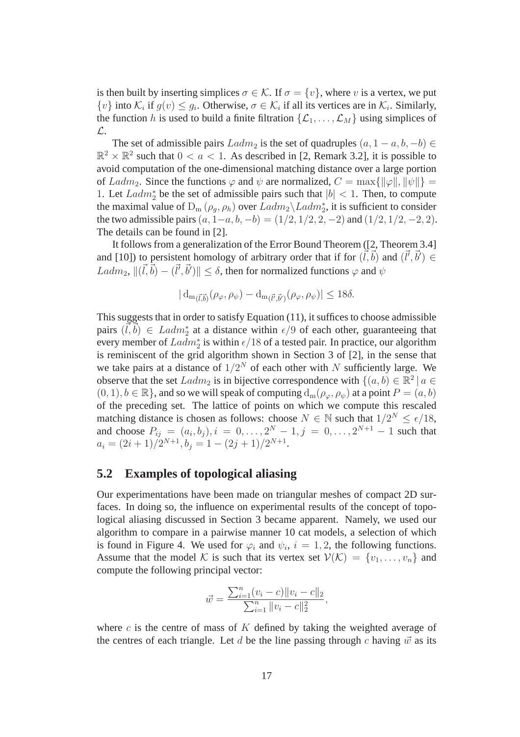is then built by inserting simplices $\sigma \in \mathcal{K}$. If $\sigma = \{v\}$, where $v$ is a vertex, we put $\{v\}$ into $\mathcal{K}_i$ if $g(v) \leq g_i$. Otherwise, $\sigma \in \mathcal{K}_i$ if all its vertices are in $\mathcal{K}_i$. Similarly, the function $h$ is used to build a finite filtration $\{\mathcal{L}_1, \ldots, \mathcal{L}_M\}$ using simplices of $\mathcal{L}$.

The set of admissible pairs $Ladm_2$ is the set of quadruples $(a, 1-a, b, -b) \in \mathbb{R}^2 \times \mathbb{R}^2$ such that $0 < a < 1$. As described in [2, Remark 3.2], it is possible to avoid computation of the one-dimensional matching distance over a large portion of $Ladm_2$. Since the functions $\varphi$ and $\psi$ are normalized, $C = \max\{\|\varphi\|, \|\psi\|\} = 1$. Let $Ladm_2^*$ be the set of admissible pairs such that $|b| < 1$. Then, to compute the maximal value of $\mathrm{D_m}(\rho_g, \rho_h)$ over $Ladm_2 \backslash Ladm_2^*$, it is sufficient to consider the two admissible pairs $(a, 1-a, b, -b) = (1/2, 1/2, 2, -2)$ and $(1/2, 1/2, -2, 2)$. The details can be found in [2].

It follows from a generalization of the Error Bound Theorem ([2, Theorem 3.4] and [10]) to persistent homology of arbitrary order that if for $(\vec{l}, \vec{b})$ and $(\vec{l}', \vec{b}') \in Ladm_2$, $\|(\vec{l}, \vec{b}) - (\vec{l}', \vec{b}')\| \leq \delta$, then for normalized functions $\varphi$ and $\psi$

$$|\,\mathrm{d_{m}}_{(\vec{l},\vec{b})}(\rho_\varphi, \rho_\psi) - \mathrm{d_{m}}_{(\vec{l}',\vec{b}')}(\rho_\varphi, \rho_\psi)| \leq 18\delta.$$

This suggests that in order to satisfy Equation (11), it suffices to choose admissible pairs $(\vec{l}, \vec{b}) \in Ladm_2^*$ at a distance within $\epsilon/9$ of each other, guaranteeing that every member of $Ladm_2^*$ is within $\epsilon/18$ of a tested pair. In practice, our algorithm is reminiscent of the grid algorithm shown in Section 3 of [2], in the sense that we take pairs at a distance of $1/2^N$ of each other with $N$ sufficiently large. We observe that the set $Ladm_2$ is in bijective correspondence with $\{(a, b) \in \mathbb{R}^2 \,|\, a \in (0, 1), b \in \mathbb{R}\}$, and so we will speak of computing $\mathrm{d_m}(\rho_\varphi, \rho_\psi)$ at a point $P = (a, b)$ of the preceding set. The lattice of points on which we compute this rescaled matching distance is chosen as follows: choose $N \in \mathbb{N}$ such that $1/2^N \leq \epsilon/18$, and choose $P_{ij} = (a_i, b_j), i = 0, \ldots, 2^N - 1, j = 0, \ldots, 2^{N+1} - 1$ such that $a_i = (2i+1)/2^{N+1}, b_j = 1 - (2j+1)/2^{N+1}$.

## 5.2 Examples of topological aliasing

Our experimentations have been made on triangular meshes of compact 2D surfaces. In doing so, the influence on experimental results of the concept of topological aliasing discussed in Section 3 became apparent. Namely, we used our algorithm to compare in a pairwise manner 10 cat models, a selection of which is found in Figure 4. We used for $\varphi_i$ and $\psi_i$, $i = 1, 2$, the following functions. Assume that the model $\mathcal{K}$ is such that its vertex set $\mathcal{V}(\mathcal{K}) = \{v_1, \ldots, v_n\}$ and compute the following principal vector:

$$\vec{w} = \frac{\sum_{i=1}^{n}(v_i - c)\|v_i - c\|_2}{\sum_{i=1}^{n}\|v_i - c\|_2^2},$$

where $c$ is the centre of mass of $K$ defined by taking the weighted average of the centres of each triangle. Let $d$ be the line passing through $c$ having $\vec{w}$ as its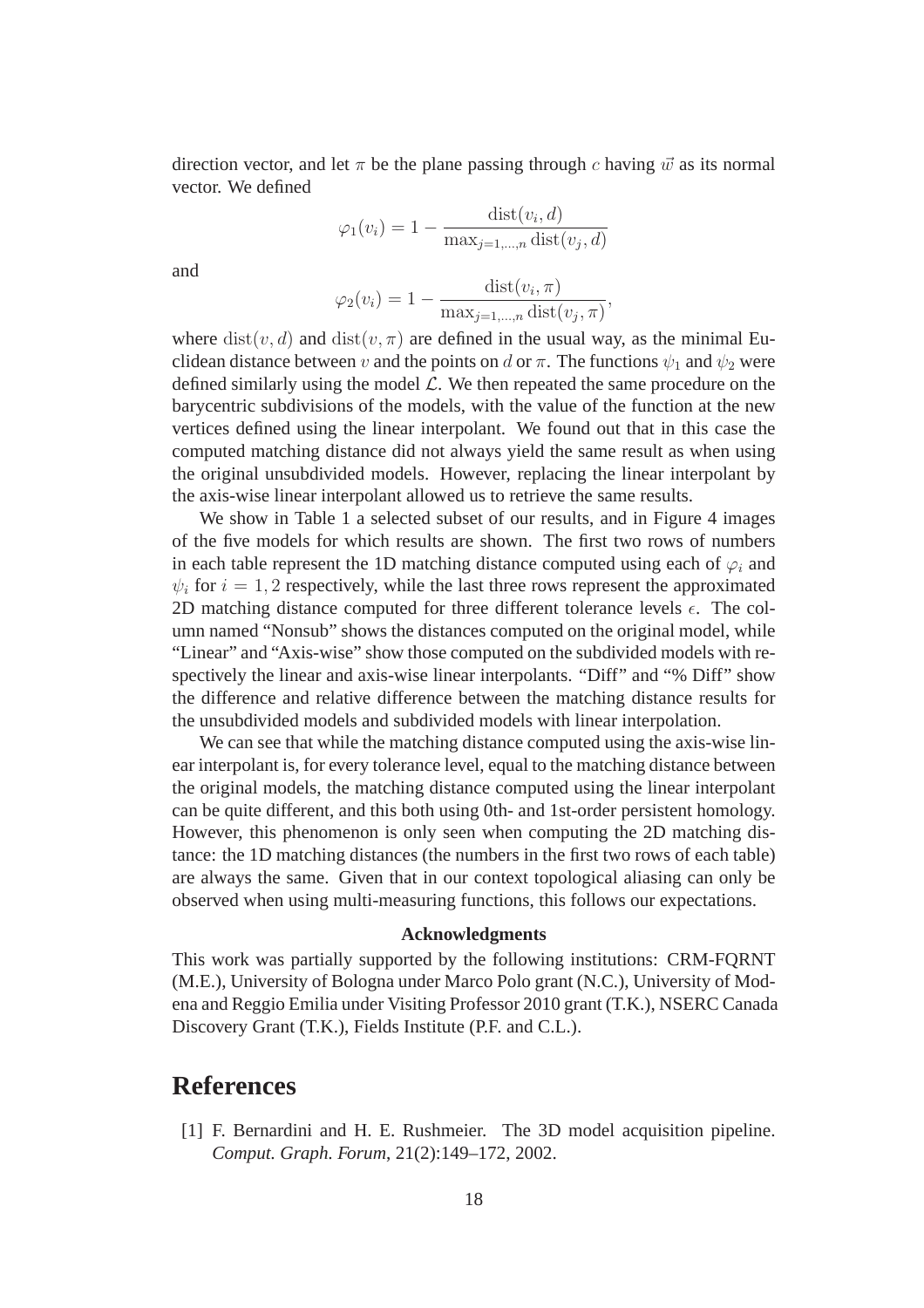direction vector, and let $\pi$ be the plane passing through $c$ having $\vec{w}$ as its normal vector. We defined

$$\varphi_1(v_i) = 1 - \frac{\mathrm{dist}(v_i, d)}{\max_{j=1,\ldots,n} \mathrm{dist}(v_j, d)}$$

and

$$\varphi_2(v_i) = 1 - \frac{\mathrm{dist}(v_i, \pi)}{\max_{j=1,\ldots,n} \mathrm{dist}(v_j, \pi)},$$

where $\mathrm{dist}(v, d)$ and $\mathrm{dist}(v, \pi)$ are defined in the usual way, as the minimal Euclidean distance between $v$ and the points on $d$ or $\pi$. The functions $\psi_1$ and $\psi_2$ were defined similarly using the model $\mathcal{L}$. We then repeated the same procedure on the barycentric subdivisions of the models, with the value of the function at the new vertices defined using the linear interpolant. We found out that in this case the computed matching distance did not always yield the same result as when using the original unsubdivided models. However, replacing the linear interpolant by the axis-wise linear interpolant allowed us to retrieve the same results.

We show in Table 1 a selected subset of our results, and in Figure 4 images of the five models for which results are shown. The first two rows of numbers in each table represent the 1D matching distance computed using each of $\varphi_i$ and $\psi_i$ for $i = 1, 2$ respectively, while the last three rows represent the approximated 2D matching distance computed for three different tolerance levels $\epsilon$. The column named "Nonsub" shows the distances computed on the original model, while "Linear" and "Axis-wise" show those computed on the subdivided models with respectively the linear and axis-wise linear interpolants. "Diff" and "% Diff" show the difference and relative difference between the matching distance results for the unsubdivided models and subdivided models with linear interpolation.

We can see that while the matching distance computed using the axis-wise linear interpolant is, for every tolerance level, equal to the matching distance between the original models, the matching distance computed using the linear interpolant can be quite different, and this both using 0th- and 1st-order persistent homology. However, this phenomenon is only seen when computing the 2D matching distance: the 1D matching distances (the numbers in the first two rows of each table) are always the same. Given that in our context topological aliasing can only be observed when using multi-measuring functions, this follows our expectations.

**Acknowledgments**

This work was partially supported by the following institutions: CRM-FQRNT (M.E.), University of Bologna under Marco Polo grant (N.C.), University of Modena and Reggio Emilia under Visiting Professor 2010 grant (T.K.), NSERC Canada Discovery Grant (T.K.), Fields Institute (P.F. and C.L.).

# References

[1] F. Bernardini and H. E. Rushmeier. The 3D model acquisition pipeline. *Comput. Graph. Forum*, 21(2):149–172, 2002.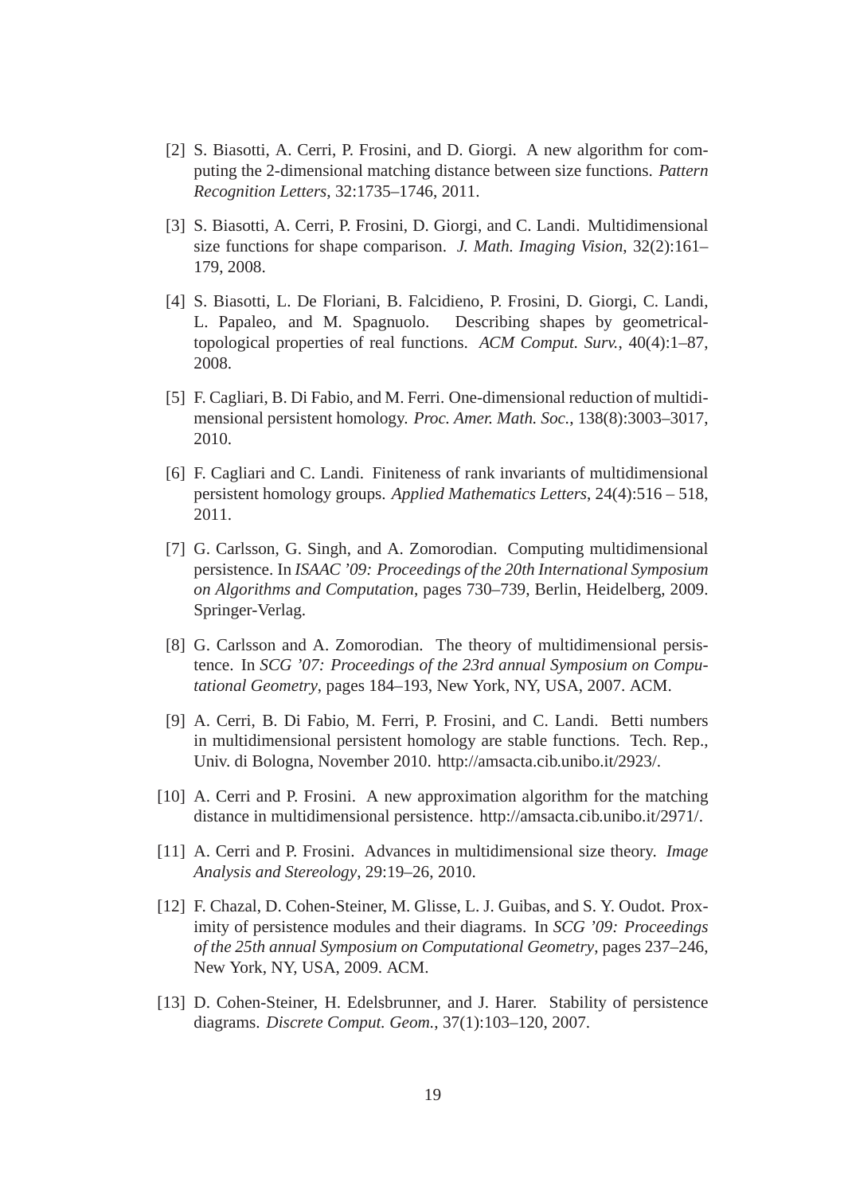[2] S. Biasotti, A. Cerri, P. Frosini, and D. Giorgi. A new algorithm for computing the 2-dimensional matching distance between size functions. *Pattern Recognition Letters*, 32:1735–1746, 2011.

[3] S. Biasotti, A. Cerri, P. Frosini, D. Giorgi, and C. Landi. Multidimensional size functions for shape comparison. *J. Math. Imaging Vision*, 32(2):161–179, 2008.

[4] S. Biasotti, L. De Floriani, B. Falcidieno, P. Frosini, D. Giorgi, C. Landi, L. Papaleo, and M. Spagnuolo. Describing shapes by geometrical-topological properties of real functions. *ACM Comput. Surv.*, 40(4):1–87, 2008.

[5] F. Cagliari, B. Di Fabio, and M. Ferri. One-dimensional reduction of multidimensional persistent homology. *Proc. Amer. Math. Soc.*, 138(8):3003–3017, 2010.

[6] F. Cagliari and C. Landi. Finiteness of rank invariants of multidimensional persistent homology groups. *Applied Mathematics Letters*, 24(4):516 – 518, 2011.

[7] G. Carlsson, G. Singh, and A. Zomorodian. Computing multidimensional persistence. In *ISAAC '09: Proceedings of the 20th International Symposium on Algorithms and Computation*, pages 730–739, Berlin, Heidelberg, 2009. Springer-Verlag.

[8] G. Carlsson and A. Zomorodian. The theory of multidimensional persistence. In *SCG '07: Proceedings of the 23rd annual Symposium on Computational Geometry*, pages 184–193, New York, NY, USA, 2007. ACM.

[9] A. Cerri, B. Di Fabio, M. Ferri, P. Frosini, and C. Landi. Betti numbers in multidimensional persistent homology are stable functions. Tech. Rep., Univ. di Bologna, November 2010. http://amsacta.cib.unibo.it/2923/.

[10] A. Cerri and P. Frosini. A new approximation algorithm for the matching distance in multidimensional persistence. http://amsacta.cib.unibo.it/2971/.

[11] A. Cerri and P. Frosini. Advances in multidimensional size theory. *Image Analysis and Stereology*, 29:19–26, 2010.

[12] F. Chazal, D. Cohen-Steiner, M. Glisse, L. J. Guibas, and S. Y. Oudot. Proximity of persistence modules and their diagrams. In *SCG '09: Proceedings of the 25th annual Symposium on Computational Geometry*, pages 237–246, New York, NY, USA, 2009. ACM.

[13] D. Cohen-Steiner, H. Edelsbrunner, and J. Harer. Stability of persistence diagrams. *Discrete Comput. Geom.*, 37(1):103–120, 2007.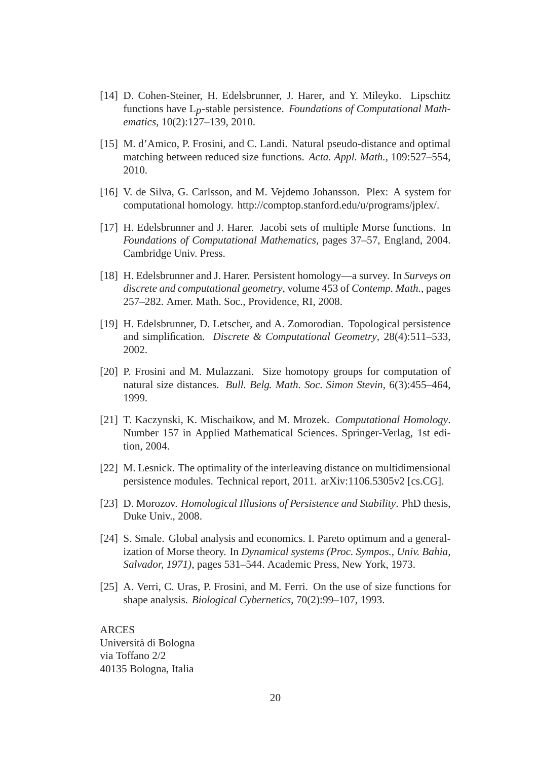[14] D. Cohen-Steiner, H. Edelsbrunner, J. Harer, and Y. Mileyko. Lipschitz functions have $L_p$-stable persistence. *Foundations of Computational Mathematics*, 10(2):127–139, 2010.

[15] M. d'Amico, P. Frosini, and C. Landi. Natural pseudo-distance and optimal matching between reduced size functions. *Acta. Appl. Math.*, 109:527–554, 2010.

[16] V. de Silva, G. Carlsson, and M. Vejdemo Johansson. Plex: A system for computational homology. http://comptop.stanford.edu/u/programs/jplex/.

[17] H. Edelsbrunner and J. Harer. Jacobi sets of multiple Morse functions. In *Foundations of Computational Mathematics*, pages 37–57, England, 2004. Cambridge Univ. Press.

[18] H. Edelsbrunner and J. Harer. Persistent homology—a survey. In *Surveys on discrete and computational geometry*, volume 453 of *Contemp. Math.*, pages 257–282. Amer. Math. Soc., Providence, RI, 2008.

[19] H. Edelsbrunner, D. Letscher, and A. Zomorodian. Topological persistence and simplification. *Discrete & Computational Geometry*, 28(4):511–533, 2002.

[20] P. Frosini and M. Mulazzani. Size homotopy groups for computation of natural size distances. *Bull. Belg. Math. Soc. Simon Stevin*, 6(3):455–464, 1999.

[21] T. Kaczynski, K. Mischaikow, and M. Mrozek. *Computational Homology*. Number 157 in Applied Mathematical Sciences. Springer-Verlag, 1st edition, 2004.

[22] M. Lesnick. The optimality of the interleaving distance on multidimensional persistence modules. Technical report, 2011. arXiv:1106.5305v2 [cs.CG].

[23] D. Morozov. *Homological Illusions of Persistence and Stability*. PhD thesis, Duke Univ., 2008.

[24] S. Smale. Global analysis and economics. I. Pareto optimum and a generalization of Morse theory. In *Dynamical systems (Proc. Sympos., Univ. Bahia, Salvador, 1971)*, pages 531–544. Academic Press, New York, 1973.

[25] A. Verri, C. Uras, P. Frosini, and M. Ferri. On the use of size functions for shape analysis. *Biological Cybernetics*, 70(2):99–107, 1993.

ARCES
Università di Bologna
via Toffano 2/2
40135 Bologna, Italia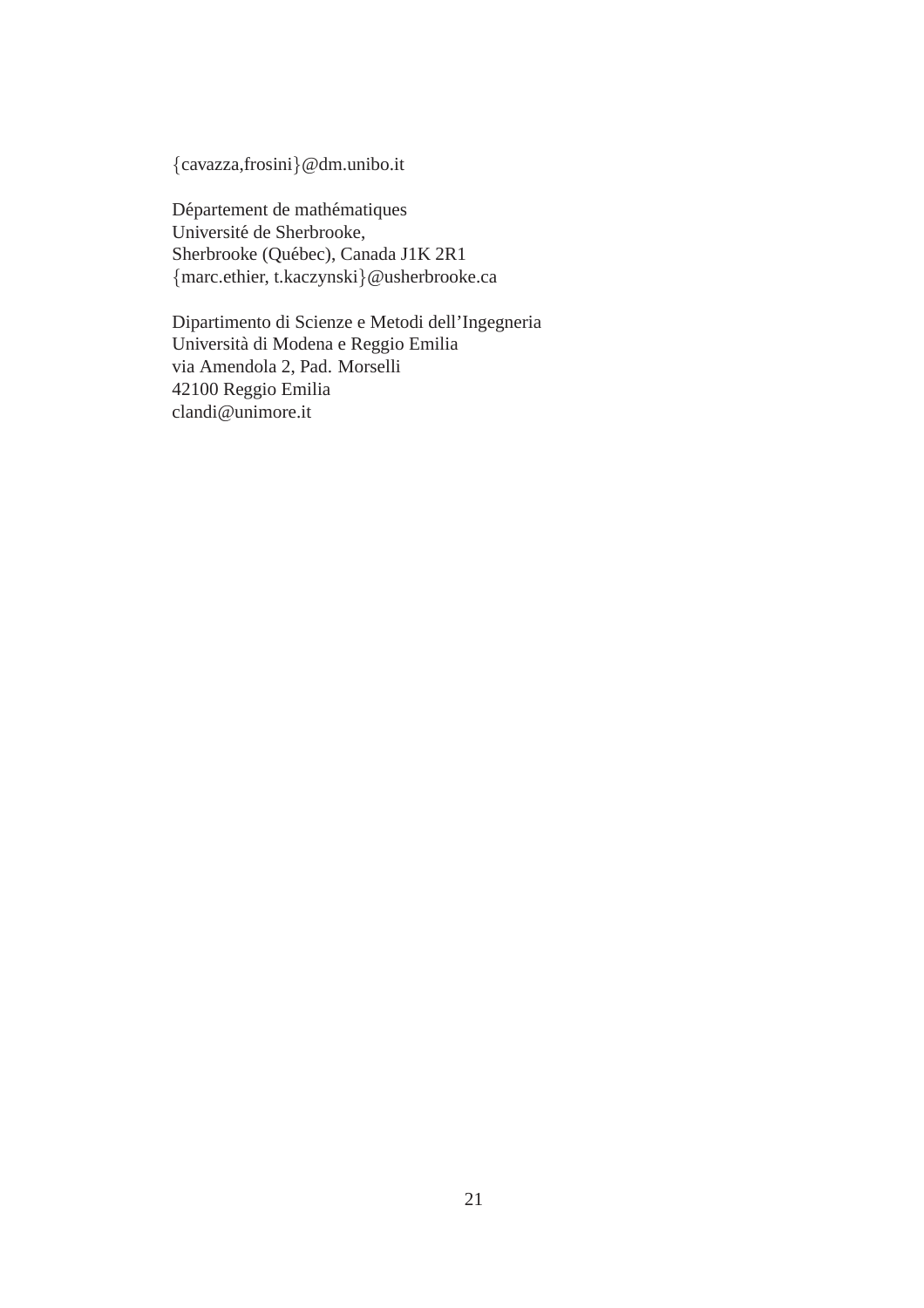{cavazza,frosini}@dm.unibo.it

Département de mathématiques  
Université de Sherbrooke,  
Sherbrooke (Québec), Canada J1K 2R1  
{marc.ethier, t.kaczynski}@usherbrooke.ca

Dipartimento di Scienze e Metodi dell'Ingegneria  
Università di Modena e Reggio Emilia  
via Amendola 2, Pad. Morselli  
42100 Reggio Emilia  
clandi@unimore.it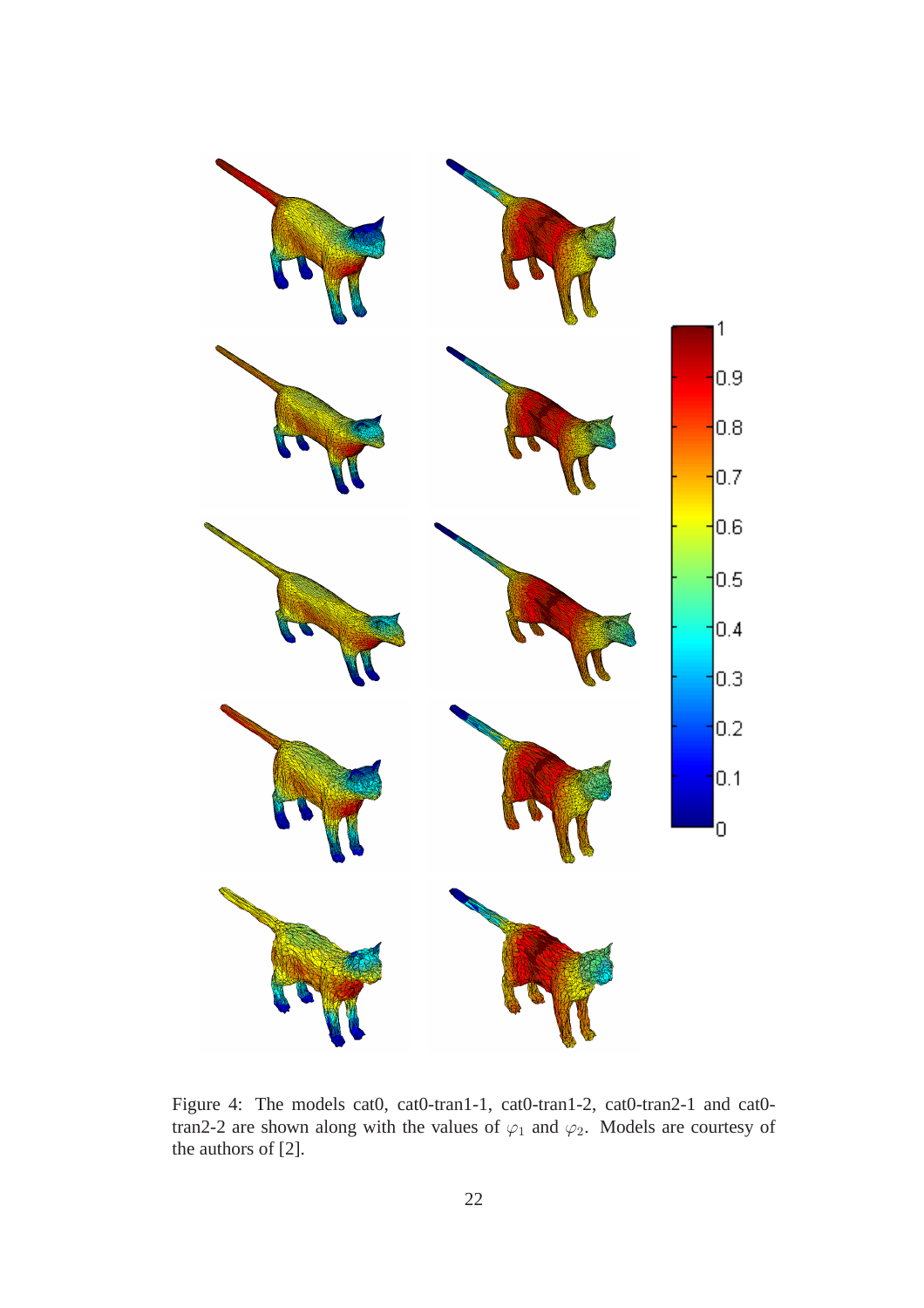Figure 4: The models cat0, cat0-tran1-1, cat0-tran1-2, cat0-tran2-1 and cat0-tran2-2 are shown along with the values of $\varphi_1$ and $\varphi_2$. Models are courtesy of the authors of [2].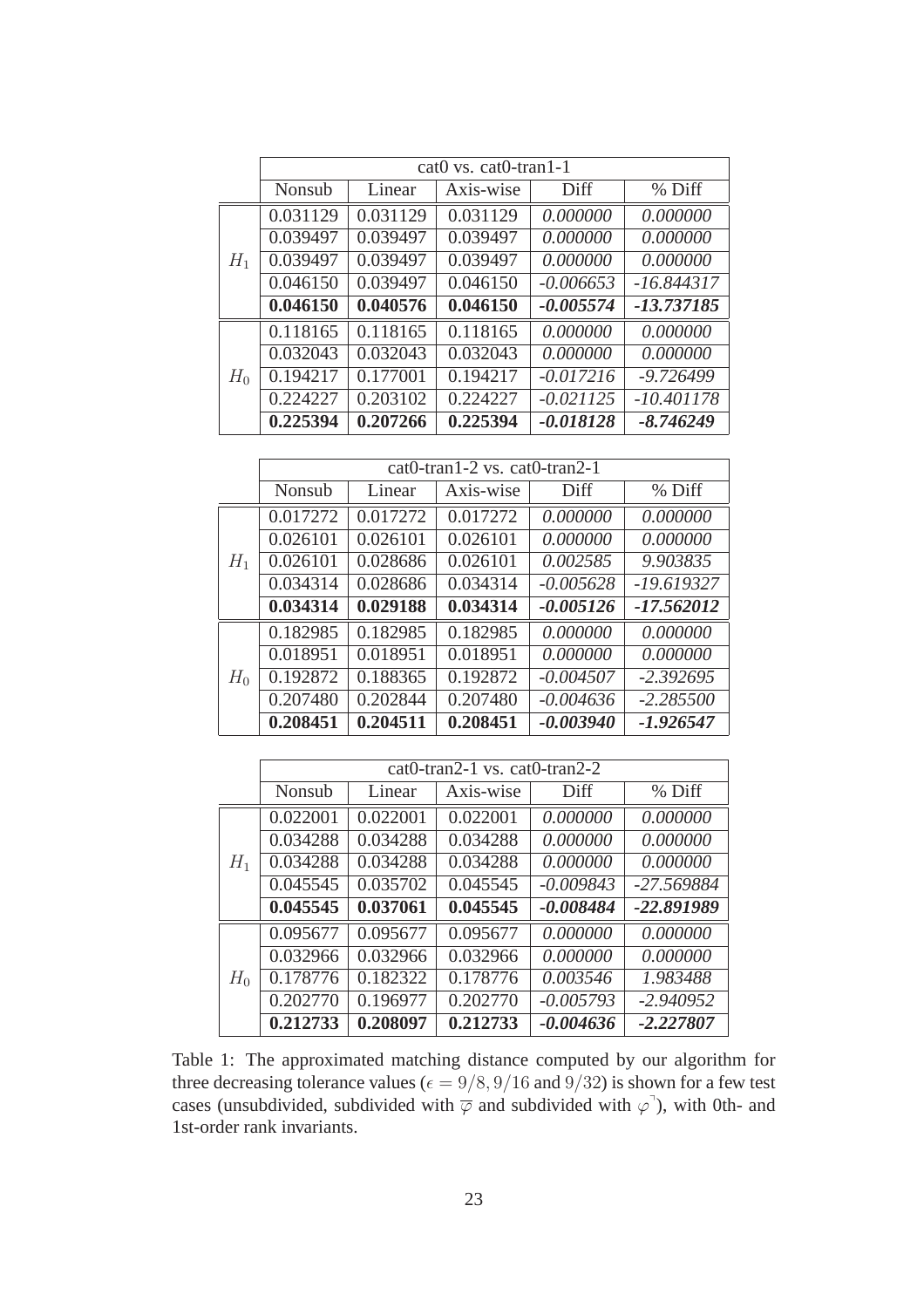| | cat0 vs. cat0-tran1-1 | | | | |
|---|---|---|---|---|---|
| | Nonsub | Linear | Axis-wise | Diff | % Diff |
| $H_1$ | 0.031129 | 0.031129 | 0.031129 | *0.000000* | *0.000000* |
| | 0.039497 | 0.039497 | 0.039497 | *0.000000* | *0.000000* |
| | 0.039497 | 0.039497 | 0.039497 | *0.000000* | *0.000000* |
| | 0.046150 | 0.039497 | 0.046150 | *-0.006653* | *-16.844317* |
| | **0.046150** | **0.040576** | **0.046150** | ***-0.005574*** | ***-13.737185*** |
| $H_0$ | 0.118165 | 0.118165 | 0.118165 | *0.000000* | *0.000000* |
| | 0.032043 | 0.032043 | 0.032043 | *0.000000* | *0.000000* |
| | 0.194217 | 0.177001 | 0.194217 | *-0.017216* | *-9.726499* |
| | 0.224227 | 0.203102 | 0.224227 | *-0.021125* | *-10.401178* |
| | **0.225394** | **0.207266** | **0.225394** | ***-0.018128*** | ***-8.746249*** |

| | cat0-tran1-2 vs. cat0-tran2-1 | | | | |
|---|---|---|---|---|---|
| | Nonsub | Linear | Axis-wise | Diff | % Diff |
| $H_1$ | 0.017272 | 0.017272 | 0.017272 | *0.000000* | *0.000000* |
| | 0.026101 | 0.026101 | 0.026101 | *0.000000* | *0.000000* |
| | 0.026101 | 0.028686 | 0.026101 | *0.002585* | *9.903835* |
| | 0.034314 | 0.028686 | 0.034314 | *-0.005628* | *-19.619327* |
| | **0.034314** | **0.029188** | **0.034314** | ***-0.005126*** | ***-17.562012*** |
| $H_0$ | 0.182985 | 0.182985 | 0.182985 | *0.000000* | *0.000000* |
| | 0.018951 | 0.018951 | 0.018951 | *0.000000* | *0.000000* |
| | 0.192872 | 0.188365 | 0.192872 | *-0.004507* | *-2.392695* |
| | 0.207480 | 0.202844 | 0.207480 | *-0.004636* | *-2.285500* |
| | **0.208451** | **0.204511** | **0.208451** | ***-0.003940*** | ***-1.926547*** |

| | cat0-tran2-1 vs. cat0-tran2-2 | | | | |
|---|---|---|---|---|---|
| | Nonsub | Linear | Axis-wise | Diff | % Diff |
| $H_1$ | 0.022001 | 0.022001 | 0.022001 | *0.000000* | *0.000000* |
| | 0.034288 | 0.034288 | 0.034288 | *0.000000* | *0.000000* |
| | 0.034288 | 0.034288 | 0.034288 | *0.000000* | *0.000000* |
| | 0.045545 | 0.035702 | 0.045545 | *-0.009843* | *-27.569884* |
| | **0.045545** | **0.037061** | **0.045545** | ***-0.008484*** | ***-22.891989*** |
| $H_0$ | 0.095677 | 0.095677 | 0.095677 | *0.000000* | *0.000000* |
| | 0.032966 | 0.032966 | 0.032966 | *0.000000* | *0.000000* |
| | 0.178776 | 0.182322 | 0.178776 | *0.003546* | *1.983488* |
| | 0.202770 | 0.196977 | 0.202770 | *-0.005793* | *-2.940952* |
| | **0.212733** | **0.208097** | **0.212733** | ***-0.004636*** | ***-2.227807*** |

Table 1: The approximated matching distance computed by our algorithm for three decreasing tolerance values ($\epsilon = 9/8, 9/16$ and $9/32$) is shown for a few test cases (unsubdivided, subdivided with $\overline{\varphi}$ and subdivided with $\varphi^{\urcorner}$), with 0th- and 1st-order rank invariants.